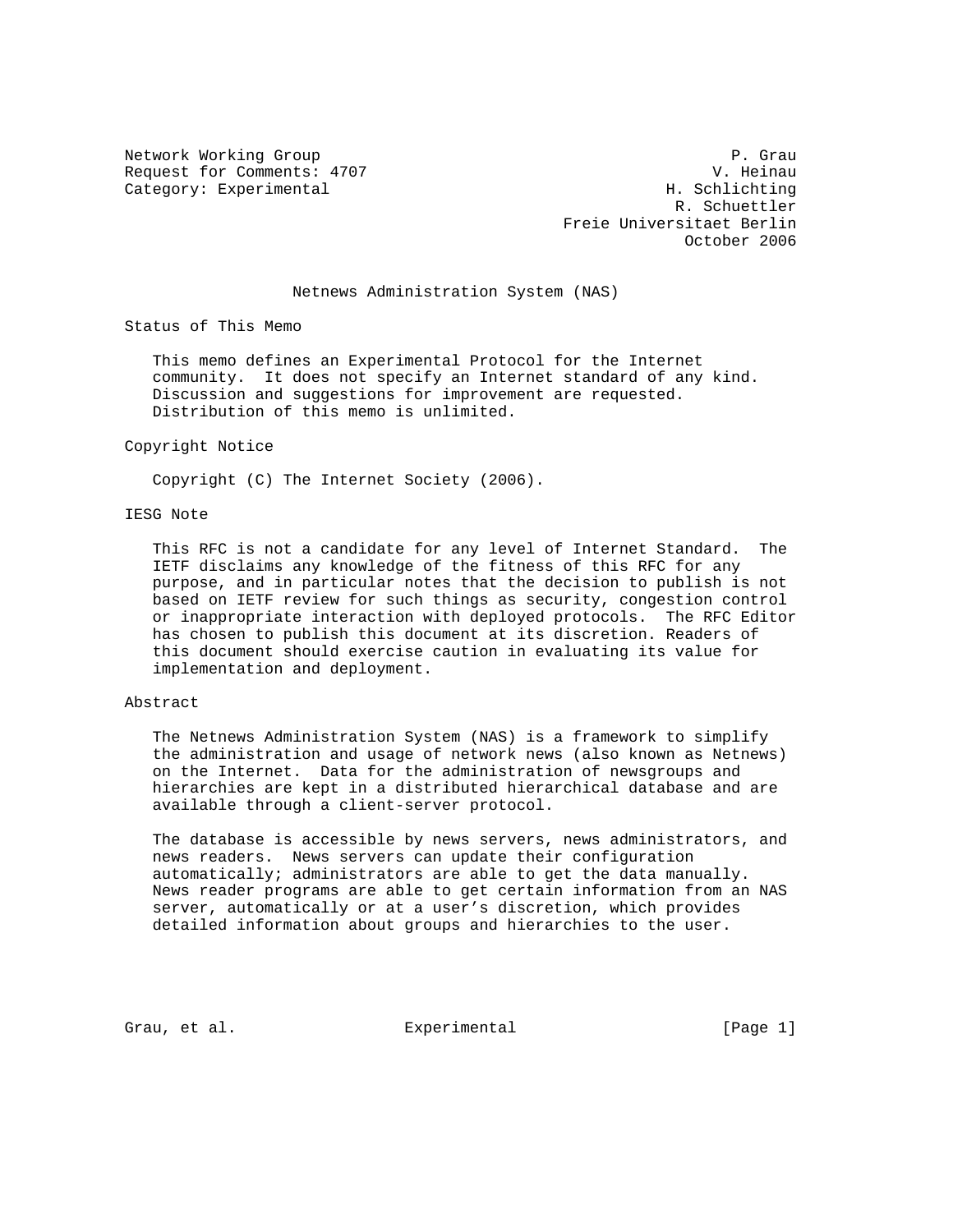Network Working Group                                            P. Grau
Request for Comments: 4707                                     V. Heinau
Category: Experimental                                     H. Schlichting
                                                             R. Schuettler
                                                  Freie Universitaet Berlin
                                                              October 2006

# Netnews Administration System (NAS)

## Status of This Memo

This memo defines an Experimental Protocol for the Internet community. It does not specify an Internet standard of any kind. Discussion and suggestions for improvement are requested. Distribution of this memo is unlimited.

## Copyright Notice

Copyright (C) The Internet Society (2006).

## IESG Note

This RFC is not a candidate for any level of Internet Standard. The IETF disclaims any knowledge of the fitness of this RFC for any purpose, and in particular notes that the decision to publish is not based on IETF review for such things as security, congestion control or inappropriate interaction with deployed protocols. The RFC Editor has chosen to publish this document at its discretion. Readers of this document should exercise caution in evaluating its value for implementation and deployment.

## Abstract

The Netnews Administration System (NAS) is a framework to simplify the administration and usage of network news (also known as Netnews) on the Internet. Data for the administration of newsgroups and hierarchies are kept in a distributed hierarchical database and are available through a client-server protocol.

The database is accessible by news servers, news administrators, and news readers. News servers can update their configuration automatically; administrators are able to get the data manually. News reader programs are able to get certain information from an NAS server, automatically or at a user's discretion, which provides detailed information about groups and hierarchies to the user.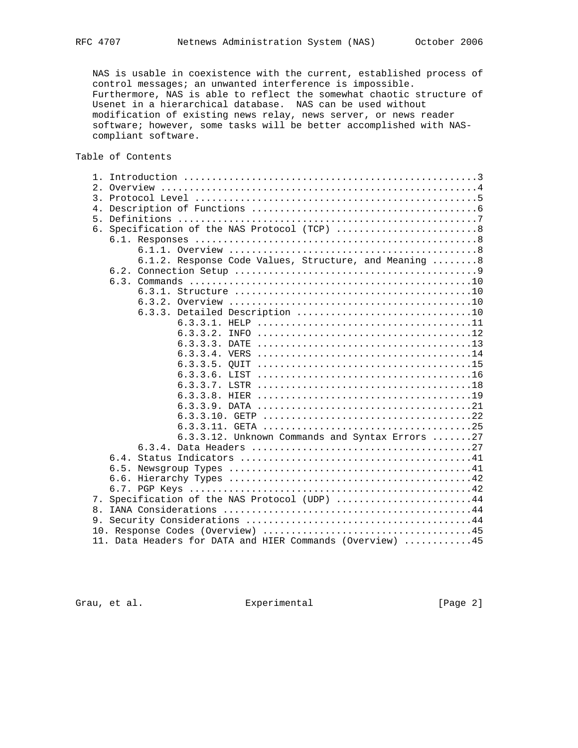NAS is usable in coexistence with the current, established process of control messages; an unwanted interference is impossible. Furthermore, NAS is able to reflect the somewhat chaotic structure of Usenet in a hierarchical database. NAS can be used without modification of existing news relay, news server, or news reader software; however, some tasks will be better accomplished with NAS-compliant software.

## Table of Contents

```
   1. Introduction ....................................................3
   2. Overview ........................................................4
   3. Protocol Level ..................................................5
   4. Description of Functions ........................................6
   5. Definitions .....................................................7
   6. Specification of the NAS Protocol (TCP) .........................8
      6.1. Responses ..................................................8
           6.1.1. Overview ............................................8
           6.1.2. Response Code Values, Structure, and Meaning ........8
      6.2. Connection Setup ...........................................9
      6.3. Commands ..................................................10
           6.3.1. Structure ..........................................10
           6.3.2. Overview ...........................................10
           6.3.3. Detailed Description ...............................10
                  6.3.3.1. HELP ......................................11
                  6.3.3.2. INFO ......................................12
                  6.3.3.3. DATE ......................................13
                  6.3.3.4. VERS ......................................14
                  6.3.3.5. QUIT ......................................15
                  6.3.3.6. LIST ......................................16
                  6.3.3.7. LSTR ......................................18
                  6.3.3.8. HIER ......................................19
                  6.3.3.9. DATA ......................................21
                  6.3.3.10. GETP .....................................22
                  6.3.3.11. GETA .....................................25
                  6.3.3.12. Unknown Commands and Syntax Errors .......27
           6.3.4. Data Headers .......................................27
      6.4. Status Indicators .........................................41
      6.5. Newsgroup Types ...........................................41
      6.6. Hierarchy Types ...........................................42
      6.7. PGP Keys ..................................................42
   7. Specification of the NAS Protocol (UDP) ........................44
   8. IANA Considerations ............................................44
   9. Security Considerations ........................................44
   10. Response Codes (Overview) .....................................45
   11. Data Headers for DATA and HIER Commands (Overview) ............45
```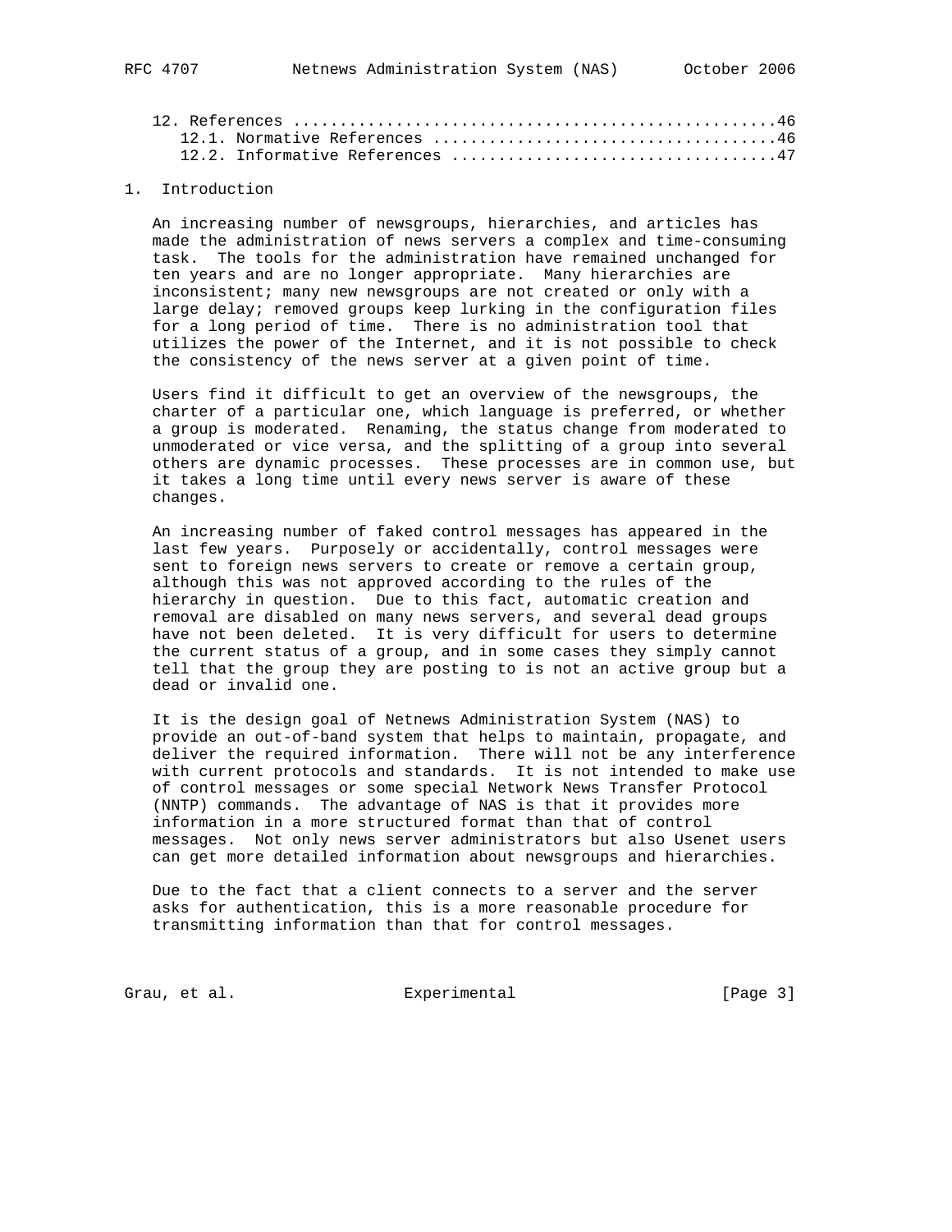12. References ...................................................46
      12.1. Normative References ....................................46
      12.2. Informative References ..................................47

# 1. Introduction

An increasing number of newsgroups, hierarchies, and articles has made the administration of news servers a complex and time-consuming task. The tools for the administration have remained unchanged for ten years and are no longer appropriate. Many hierarchies are inconsistent; many new newsgroups are not created or only with a large delay; removed groups keep lurking in the configuration files for a long period of time. There is no administration tool that utilizes the power of the Internet, and it is not possible to check the consistency of the news server at a given point of time.

Users find it difficult to get an overview of the newsgroups, the charter of a particular one, which language is preferred, or whether a group is moderated. Renaming, the status change from moderated to unmoderated or vice versa, and the splitting of a group into several others are dynamic processes. These processes are in common use, but it takes a long time until every news server is aware of these changes.

An increasing number of faked control messages has appeared in the last few years. Purposely or accidentally, control messages were sent to foreign news servers to create or remove a certain group, although this was not approved according to the rules of the hierarchy in question. Due to this fact, automatic creation and removal are disabled on many news servers, and several dead groups have not been deleted. It is very difficult for users to determine the current status of a group, and in some cases they simply cannot tell that the group they are posting to is not an active group but a dead or invalid one.

It is the design goal of Netnews Administration System (NAS) to provide an out-of-band system that helps to maintain, propagate, and deliver the required information. There will not be any interference with current protocols and standards. It is not intended to make use of control messages or some special Network News Transfer Protocol (NNTP) commands. The advantage of NAS is that it provides more information in a more structured format than that of control messages. Not only news server administrators but also Usenet users can get more detailed information about newsgroups and hierarchies.

Due to the fact that a client connects to a server and the server asks for authentication, this is a more reasonable procedure for transmitting information than that for control messages.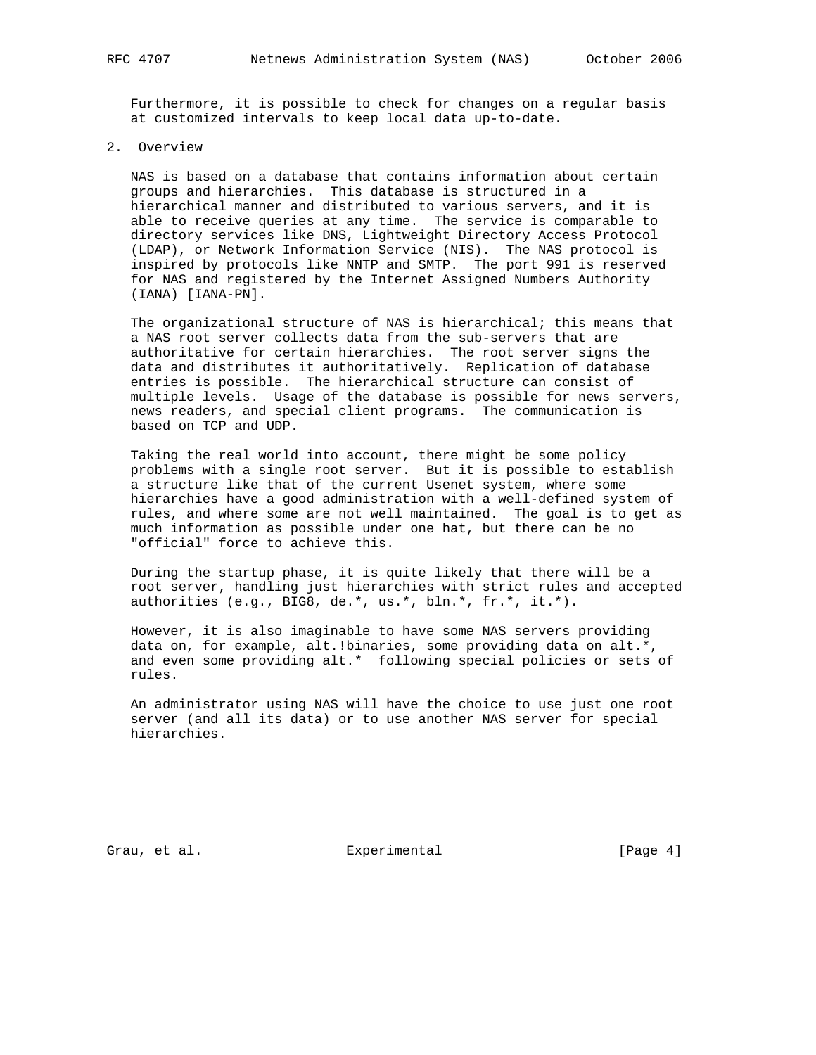Furthermore, it is possible to check for changes on a regular basis at customized intervals to keep local data up-to-date.

## 2. Overview

NAS is based on a database that contains information about certain groups and hierarchies. This database is structured in a hierarchical manner and distributed to various servers, and it is able to receive queries at any time. The service is comparable to directory services like DNS, Lightweight Directory Access Protocol (LDAP), or Network Information Service (NIS). The NAS protocol is inspired by protocols like NNTP and SMTP. The port 991 is reserved for NAS and registered by the Internet Assigned Numbers Authority (IANA) [IANA-PN].

The organizational structure of NAS is hierarchical; this means that a NAS root server collects data from the sub-servers that are authoritative for certain hierarchies. The root server signs the data and distributes it authoritatively. Replication of database entries is possible. The hierarchical structure can consist of multiple levels. Usage of the database is possible for news servers, news readers, and special client programs. The communication is based on TCP and UDP.

Taking the real world into account, there might be some policy problems with a single root server. But it is possible to establish a structure like that of the current Usenet system, where some hierarchies have a good administration with a well-defined system of rules, and where some are not well maintained. The goal is to get as much information as possible under one hat, but there can be no "official" force to achieve this.

During the startup phase, it is quite likely that there will be a root server, handling just hierarchies with strict rules and accepted authorities (e.g., BIG8, de.*, us.*, bln.*, fr.*, it.*).

However, it is also imaginable to have some NAS servers providing data on, for example, alt.!binaries, some providing data on alt.*, and even some providing alt.* following special policies or sets of rules.

An administrator using NAS will have the choice to use just one root server (and all its data) or to use another NAS server for special hierarchies.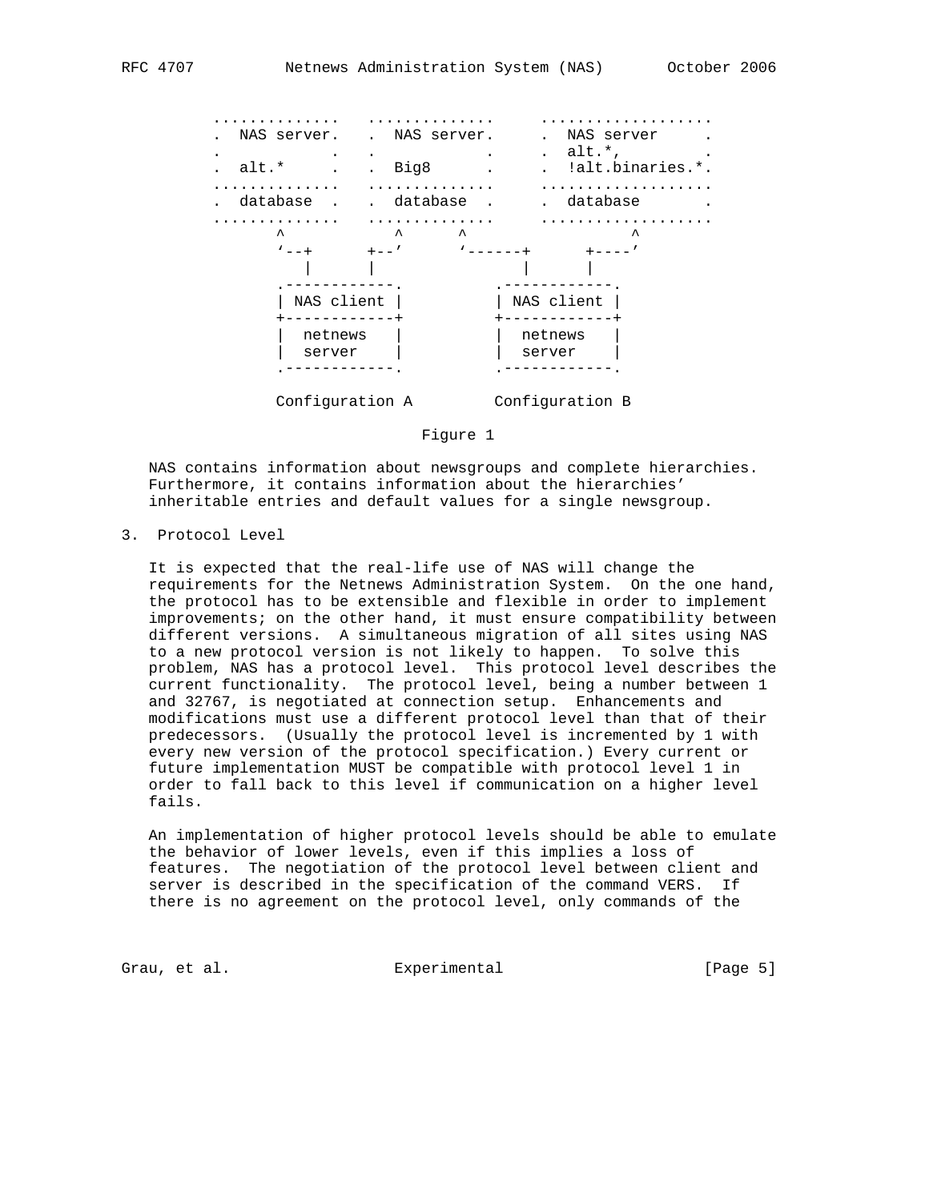```
 ..............   ..............     ...................
 .  NAS server.   .  NAS server.     .  NAS server     .
 .            .   .            .     .  alt.*,         .
 .  alt.*     .   .  Big8      .     .  !alt.binaries.*.
 ..............   ..............     ...................
 .  database  .   .  database  .     .  database       .
 ..............   ..............     ...................
        ^              ^      ^                    ^
        '--+      +--'      '------+      +----'
           |      |                |      |
        .------------.          .------------.
        | NAS client |          | NAS client |
        +------------+          +------------+
        |  netnews   |          |  netnews   |
        |  server    |          |  server    |
        .------------.          .------------.

        Configuration A         Configuration B
```

Figure 1

NAS contains information about newsgroups and complete hierarchies. Furthermore, it contains information about the hierarchies' inheritable entries and default values for a single newsgroup.

## 3. Protocol Level

It is expected that the real-life use of NAS will change the requirements for the Netnews Administration System. On the one hand, the protocol has to be extensible and flexible in order to implement improvements; on the other hand, it must ensure compatibility between different versions. A simultaneous migration of all sites using NAS to a new protocol version is not likely to happen. To solve this problem, NAS has a protocol level. This protocol level describes the current functionality. The protocol level, being a number between 1 and 32767, is negotiated at connection setup. Enhancements and modifications must use a different protocol level than that of their predecessors. (Usually the protocol level is incremented by 1 with every new version of the protocol specification.) Every current or future implementation MUST be compatible with protocol level 1 in order to fall back to this level if communication on a higher level fails.

An implementation of higher protocol levels should be able to emulate the behavior of lower levels, even if this implies a loss of features. The negotiation of the protocol level between client and server is described in the specification of the command VERS. If there is no agreement on the protocol level, only commands of the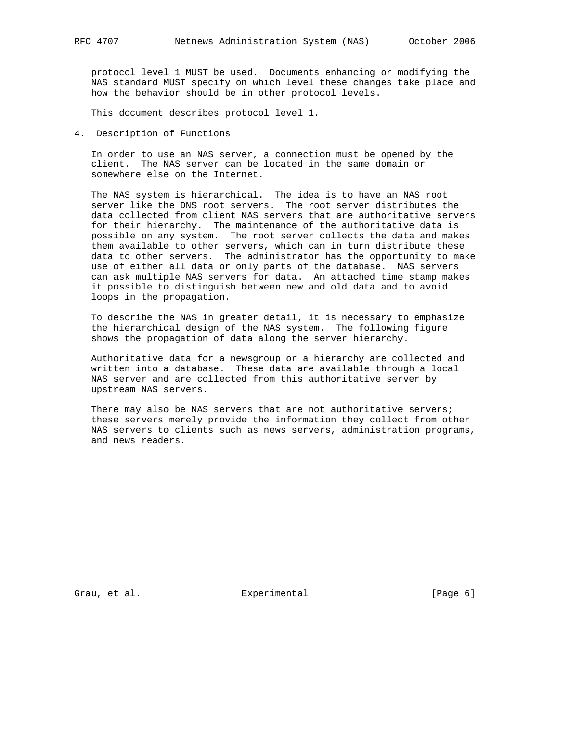protocol level 1 MUST be used. Documents enhancing or modifying the NAS standard MUST specify on which level these changes take place and how the behavior should be in other protocol levels.

This document describes protocol level 1.

## 4. Description of Functions

In order to use an NAS server, a connection must be opened by the client. The NAS server can be located in the same domain or somewhere else on the Internet.

The NAS system is hierarchical. The idea is to have an NAS root server like the DNS root servers. The root server distributes the data collected from client NAS servers that are authoritative servers for their hierarchy. The maintenance of the authoritative data is possible on any system. The root server collects the data and makes them available to other servers, which can in turn distribute these data to other servers. The administrator has the opportunity to make use of either all data or only parts of the database. NAS servers can ask multiple NAS servers for data. An attached time stamp makes it possible to distinguish between new and old data and to avoid loops in the propagation.

To describe the NAS in greater detail, it is necessary to emphasize the hierarchical design of the NAS system. The following figure shows the propagation of data along the server hierarchy.

Authoritative data for a newsgroup or a hierarchy are collected and written into a database. These data are available through a local NAS server and are collected from this authoritative server by upstream NAS servers.

There may also be NAS servers that are not authoritative servers; these servers merely provide the information they collect from other NAS servers to clients such as news servers, administration programs, and news readers.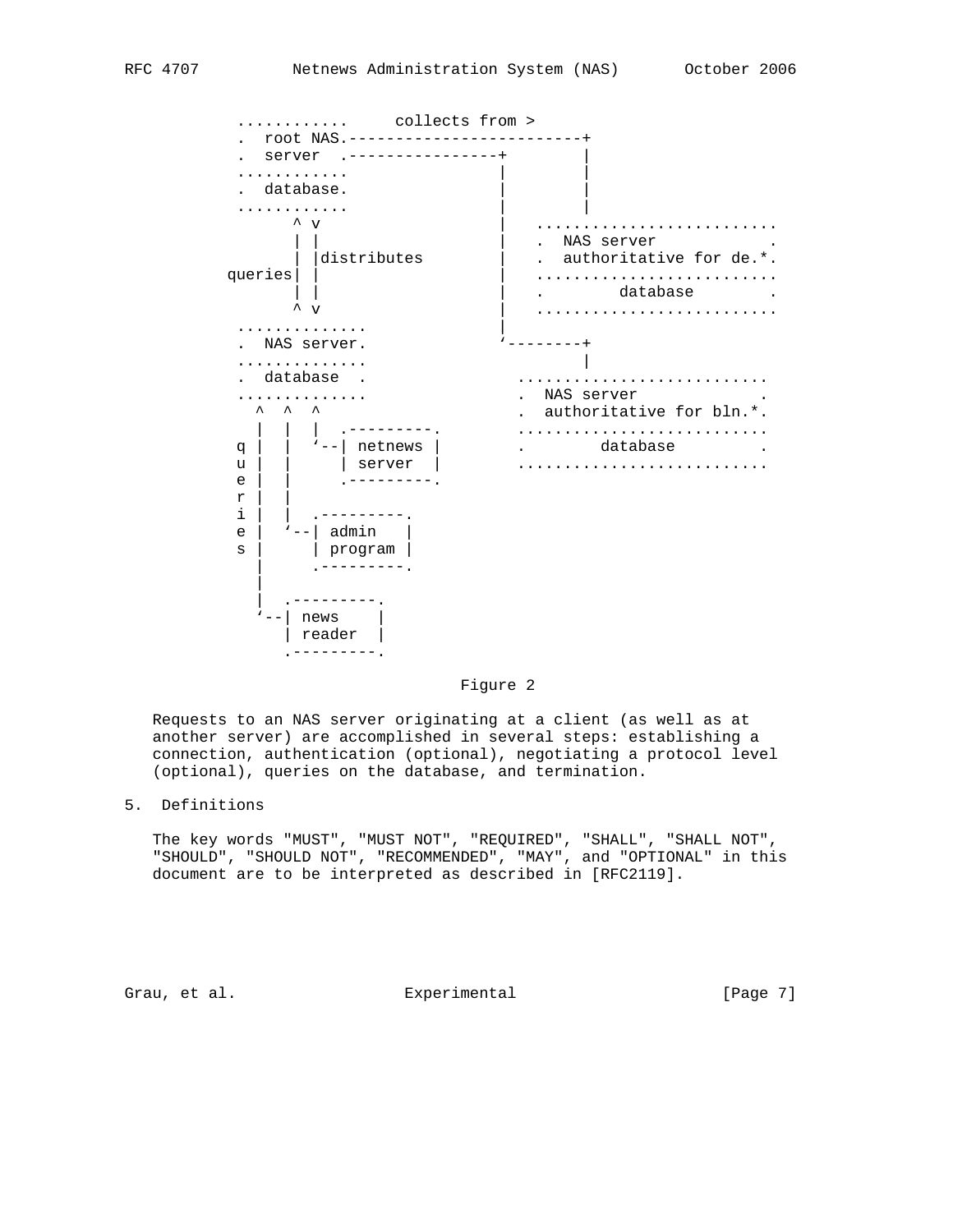```
          ............     collects from >
          .  root NAS.-------------------------+
          .  server  .----------------+        |
          ............                |        |
          .  database.                |        |
          ............                |        |
                ^ v                   |   ..........................
                | |                   |   .  NAS server            .
                | |distributes        |   .  authoritative for de.*.
         queries| |                   |   ..........................
                | |                   |   .        database        .
                ^ v                   |   ..........................
          ..............              |
          .  NAS server.              '--------+
          ..............                       |
          .  database  .                 ...........................
          ..............                 .  NAS server             .
            ^  ^  ^                      .  authoritative for bln.*.
            |  |  |  .---------.         ...........................
          q |  |  '--| netnews |         .        database         .
          u |  |     | server  |         ...........................
          e |  |     .---------.
          r |  |
          i |  |  .---------.
          e |  '--| admin   |
          s |     | program |
            |     .---------.
            |
            |  .---------.
            '--| news    |
               | reader  |
               .---------.
```

Figure 2

Requests to an NAS server originating at a client (as well as at another server) are accomplished in several steps: establishing a connection, authentication (optional), negotiating a protocol level (optional), queries on the database, and termination.

## 5. Definitions

The key words "MUST", "MUST NOT", "REQUIRED", "SHALL", "SHALL NOT", "SHOULD", "SHOULD NOT", "RECOMMENDED", "MAY", and "OPTIONAL" in this document are to be interpreted as described in [RFC2119].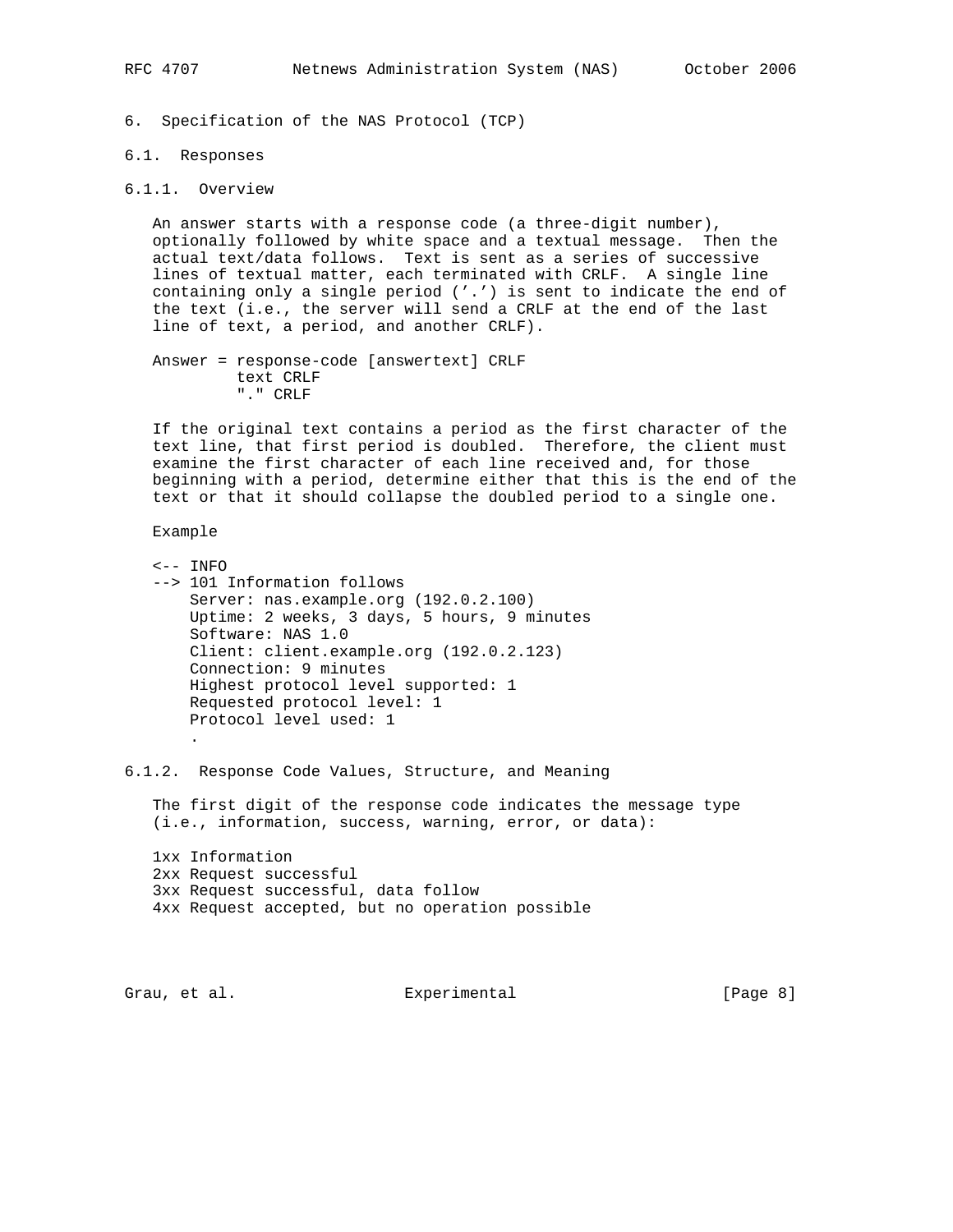# 6. Specification of the NAS Protocol (TCP)

## 6.1. Responses

### 6.1.1. Overview

An answer starts with a response code (a three-digit number), optionally followed by white space and a textual message. Then the actual text/data follows. Text is sent as a series of successive lines of textual matter, each terminated with CRLF. A single line containing only a single period ('.') is sent to indicate the end of the text (i.e., the server will send a CRLF at the end of the last line of text, a period, and another CRLF).

```
Answer = response-code [answertext] CRLF
         text CRLF
         "." CRLF
```

If the original text contains a period as the first character of the text line, that first period is doubled. Therefore, the client must examine the first character of each line received and, for those beginning with a period, determine either that this is the end of the text or that it should collapse the doubled period to a single one.

Example

```
<-- INFO
--> 101 Information follows
    Server: nas.example.org (192.0.2.100)
    Uptime: 2 weeks, 3 days, 5 hours, 9 minutes
    Software: NAS 1.0
    Client: client.example.org (192.0.2.123)
    Connection: 9 minutes
    Highest protocol level supported: 1
    Requested protocol level: 1
    Protocol level used: 1
    .
```

### 6.1.2. Response Code Values, Structure, and Meaning

The first digit of the response code indicates the message type (i.e., information, success, warning, error, or data):

1xx Information
2xx Request successful
3xx Request successful, data follow
4xx Request accepted, but no operation possible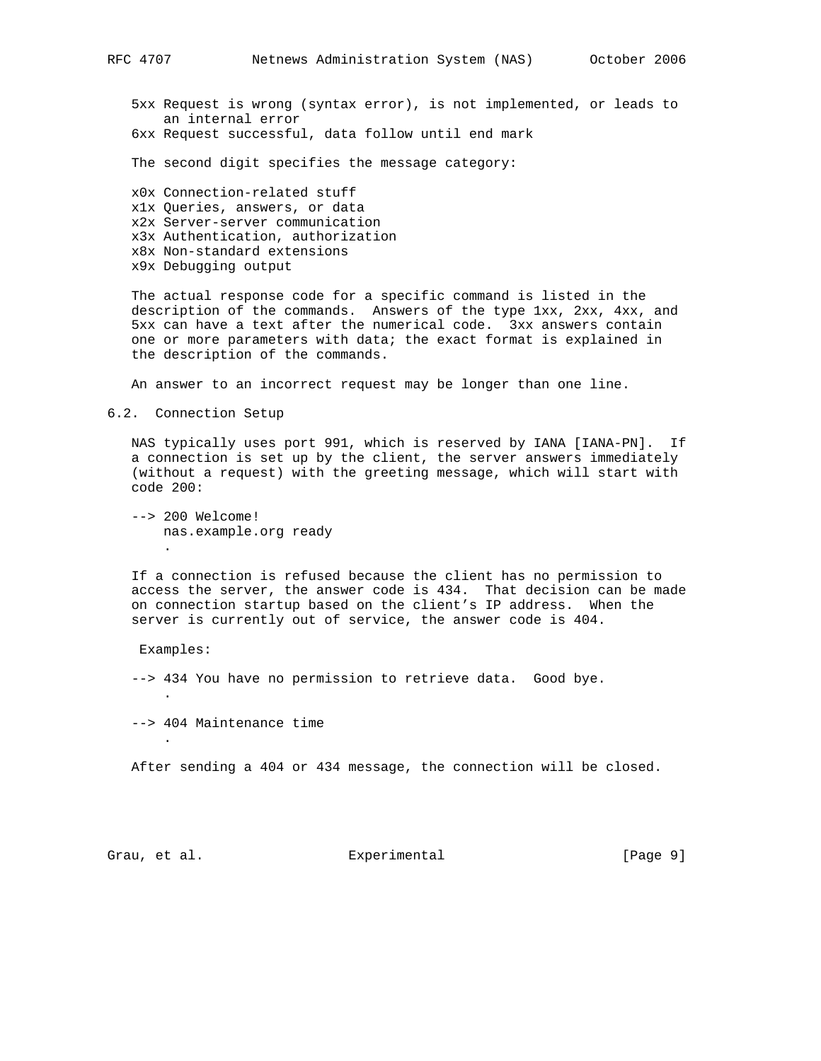5xx Request is wrong (syntax error), is not implemented, or leads to an internal error
6xx Request successful, data follow until end mark

The second digit specifies the message category:

x0x Connection-related stuff
x1x Queries, answers, or data
x2x Server-server communication
x3x Authentication, authorization
x8x Non-standard extensions
x9x Debugging output

The actual response code for a specific command is listed in the description of the commands. Answers of the type 1xx, 2xx, 4xx, and 5xx can have a text after the numerical code. 3xx answers contain one or more parameters with data; the exact format is explained in the description of the commands.

An answer to an incorrect request may be longer than one line.

## 6.2. Connection Setup

NAS typically uses port 991, which is reserved by IANA [IANA-PN]. If a connection is set up by the client, the server answers immediately (without a request) with the greeting message, which will start with code 200:

```
--> 200 Welcome!
    nas.example.org ready
    .
```

If a connection is refused because the client has no permission to access the server, the answer code is 434. That decision can be made on connection startup based on the client's IP address. When the server is currently out of service, the answer code is 404.

Examples:

```
--> 434 You have no permission to retrieve data.  Good bye.
    .

--> 404 Maintenance time
    .
```

After sending a 404 or 434 message, the connection will be closed.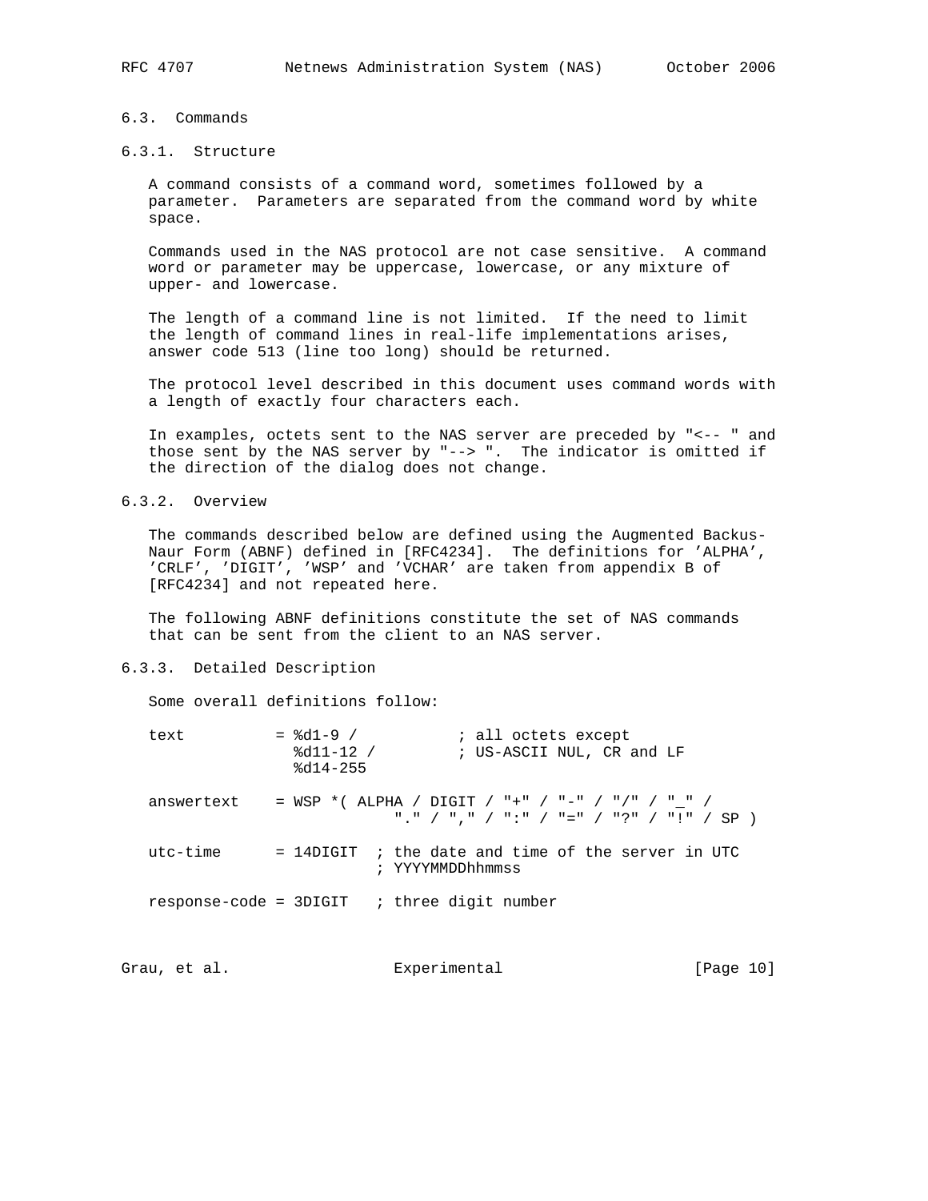### 6.3. Commands

#### 6.3.1. Structure

A command consists of a command word, sometimes followed by a parameter. Parameters are separated from the command word by white space.

Commands used in the NAS protocol are not case sensitive. A command word or parameter may be uppercase, lowercase, or any mixture of upper- and lowercase.

The length of a command line is not limited. If the need to limit the length of command lines in real-life implementations arises, answer code 513 (line too long) should be returned.

The protocol level described in this document uses command words with a length of exactly four characters each.

In examples, octets sent to the NAS server are preceded by "<-- " and those sent by the NAS server by "--> ". The indicator is omitted if the direction of the dialog does not change.

#### 6.3.2. Overview

The commands described below are defined using the Augmented Backus-Naur Form (ABNF) defined in [RFC4234]. The definitions for 'ALPHA', 'CRLF', 'DIGIT', 'WSP' and 'VCHAR' are taken from appendix B of [RFC4234] and not repeated here.

The following ABNF definitions constitute the set of NAS commands that can be sent from the client to an NAS server.

#### 6.3.3. Detailed Description

Some overall definitions follow:

```
text          = %d1-9 /           ; all octets except
                %d11-12 /         ; US-ASCII NUL, CR and LF
                %d14-255

answertext    = WSP *( ALPHA / DIGIT / "+" / "-" / "/" / "_" /
                       "." / "," / ":" / "=" / "?" / "!" / SP )

utc-time      = 14DIGIT  ; the date and time of the server in UTC
                         ; YYYYMMDDhhmmss

response-code = 3DIGIT   ; three digit number
```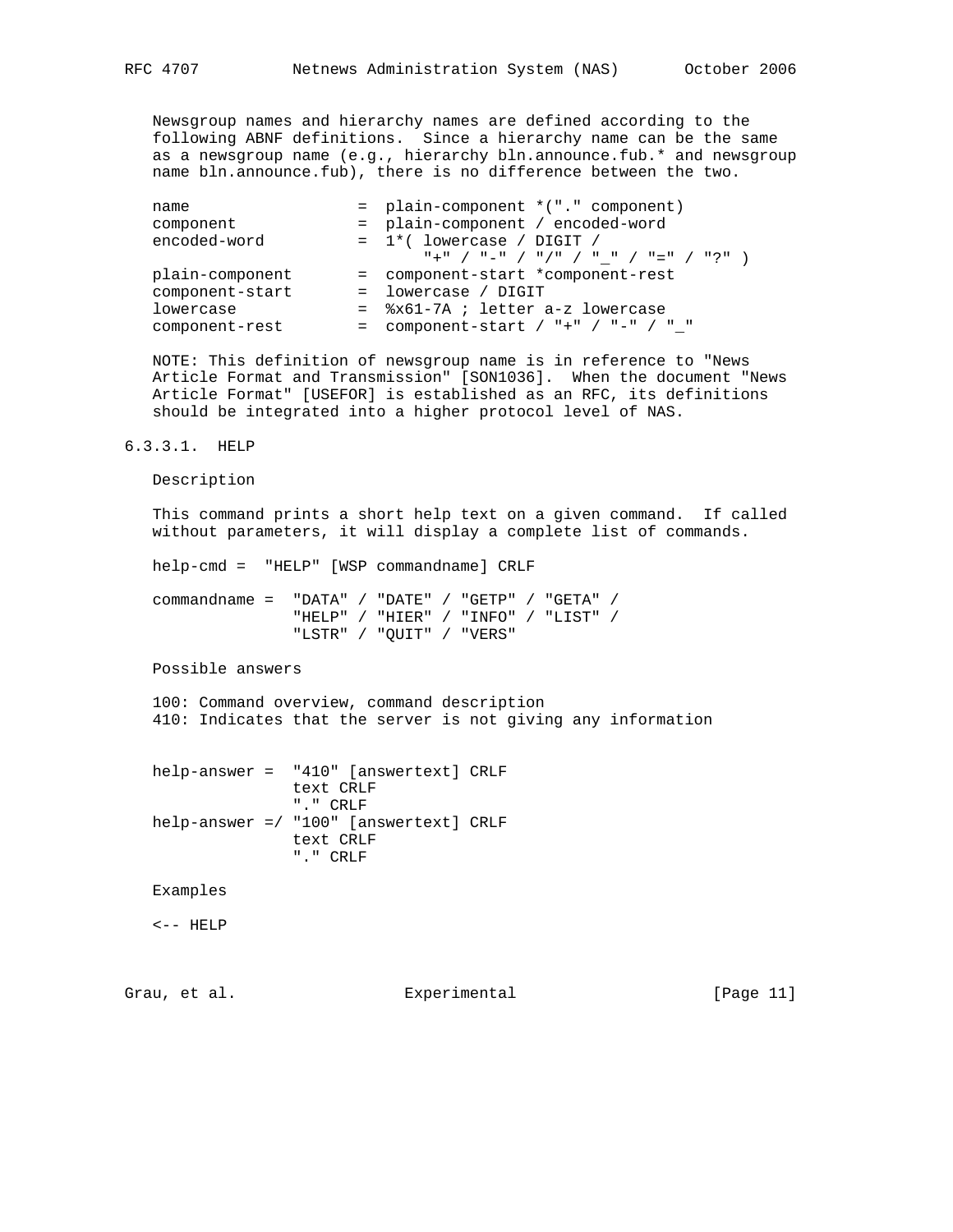Newsgroup names and hierarchy names are defined according to the following ABNF definitions. Since a hierarchy name can be the same as a newsgroup name (e.g., hierarchy bln.announce.fub.* and newsgroup name bln.announce.fub), there is no difference between the two.

```
name                 =  plain-component *("." component)
component            =  plain-component / encoded-word
encoded-word         =  1*( lowercase / DIGIT /
                             "+" / "-" / "/" / "_" / "=" / "?" )
plain-component      =  component-start *component-rest
component-start      =  lowercase / DIGIT
lowercase            =  %x61-7A ; letter a-z lowercase
component-rest       =  component-start / "+" / "-" / "_"
```

NOTE: This definition of newsgroup name is in reference to "News Article Format and Transmission" [SON1036]. When the document "News Article Format" [USEFOR] is established as an RFC, its definitions should be integrated into a higher protocol level of NAS.

#### 6.3.3.1. HELP

Description

This command prints a short help text on a given command. If called without parameters, it will display a complete list of commands.

```
help-cmd =  "HELP" [WSP commandname] CRLF

commandname =  "DATA" / "DATE" / "GETP" / "GETA" /
               "HELP" / "HIER" / "INFO" / "LIST" /
               "LSTR" / "QUIT" / "VERS"
```

Possible answers

100: Command overview, command description
410: Indicates that the server is not giving any information

```
help-answer =  "410" [answertext] CRLF
               text CRLF
               "." CRLF
help-answer =/ "100" [answertext] CRLF
               text CRLF
               "." CRLF
```

Examples

```
<-- HELP
```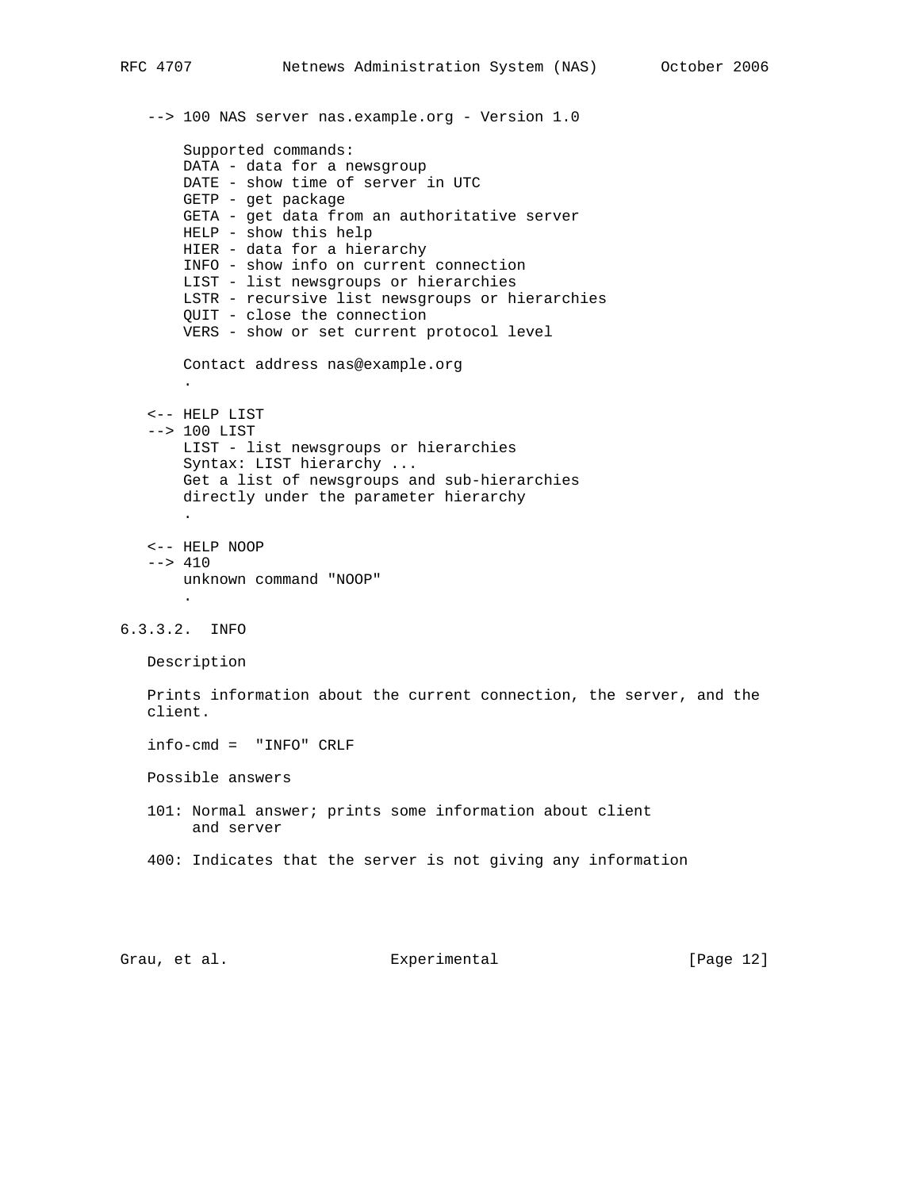```
   --> 100 NAS server nas.example.org - Version 1.0

       Supported commands:
       DATA - data for a newsgroup
       DATE - show time of server in UTC
       GETP - get package
       GETA - get data from an authoritative server
       HELP - show this help
       HIER - data for a hierarchy
       INFO - show info on current connection
       LIST - list newsgroups or hierarchies
       LSTR - recursive list newsgroups or hierarchies
       QUIT - close the connection
       VERS - show or set current protocol level

       Contact address nas@example.org
       .

   <-- HELP LIST
   --> 100 LIST
       LIST - list newsgroups or hierarchies
       Syntax: LIST hierarchy ...
       Get a list of newsgroups and sub-hierarchies
       directly under the parameter hierarchy
       .

   <-- HELP NOOP
   --> 410
       unknown command "NOOP"
       .
```

#### 6.3.3.2. INFO

Description

Prints information about the current connection, the server, and the client.

```
info-cmd =  "INFO" CRLF
```

Possible answers

101: Normal answer; prints some information about client and server

400: Indicates that the server is not giving any information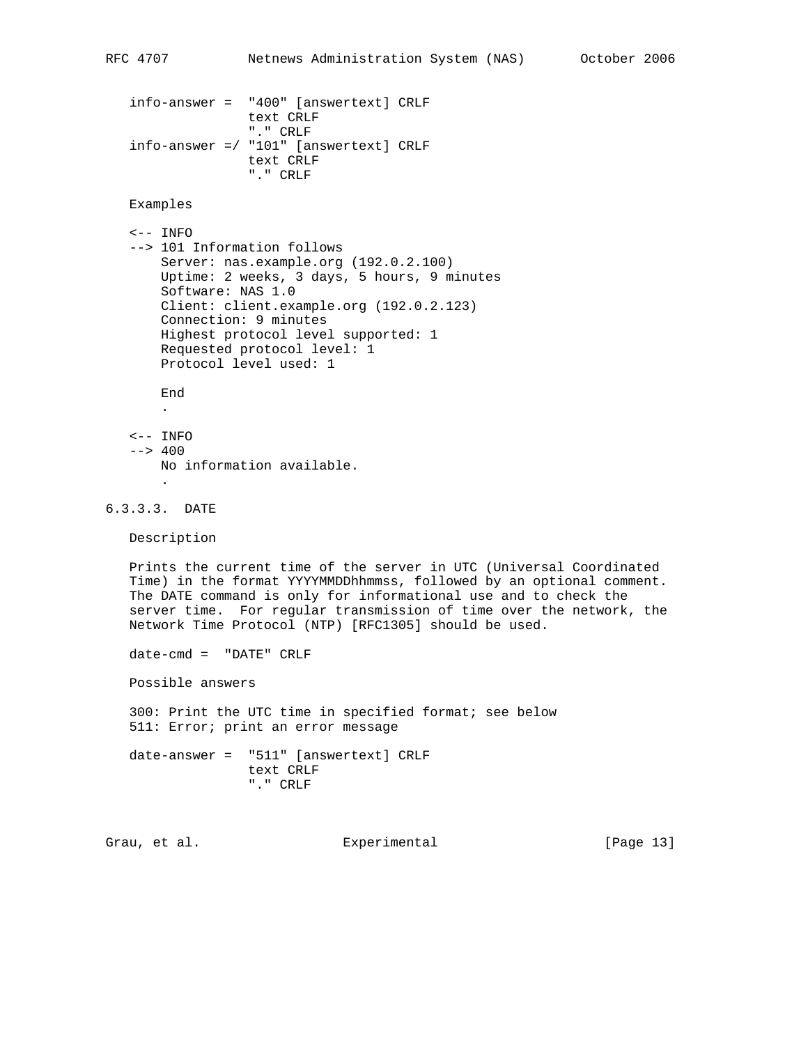```
info-answer =  "400" [answertext] CRLF
               text CRLF
               "." CRLF
info-answer =/ "101" [answertext] CRLF
               text CRLF
               "." CRLF
```

Examples

```
<-- INFO
--> 101 Information follows
    Server: nas.example.org (192.0.2.100)
    Uptime: 2 weeks, 3 days, 5 hours, 9 minutes
    Software: NAS 1.0
    Client: client.example.org (192.0.2.123)
    Connection: 9 minutes
    Highest protocol level supported: 1
    Requested protocol level: 1
    Protocol level used: 1

    End
    .

<-- INFO
--> 400
    No information available.
    .
```

#### 6.3.3.3. DATE

Description

Prints the current time of the server in UTC (Universal Coordinated Time) in the format YYYYMMDDhhmmss, followed by an optional comment. The DATE command is only for informational use and to check the server time. For regular transmission of time over the network, the Network Time Protocol (NTP) [RFC1305] should be used.

```
date-cmd =  "DATE" CRLF
```

Possible answers

300: Print the UTC time in specified format; see below
511: Error; print an error message

```
date-answer =  "511" [answertext] CRLF
               text CRLF
               "." CRLF
```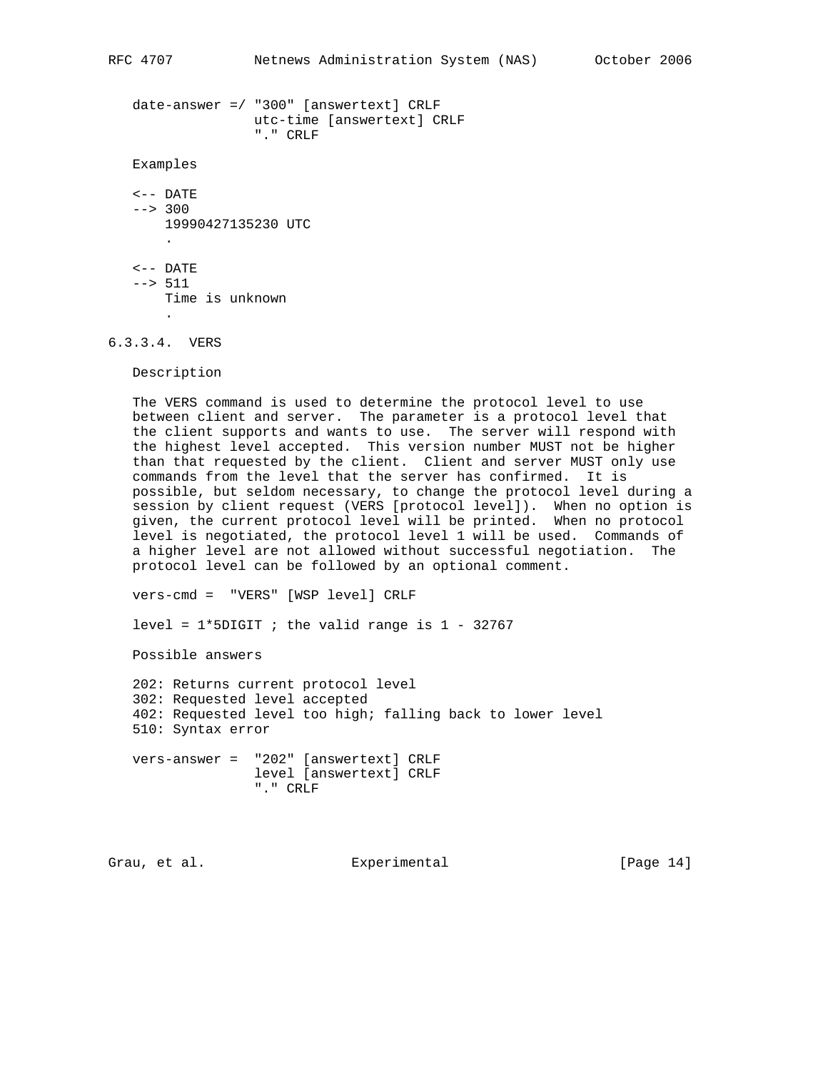```
date-answer =/ "300" [answertext] CRLF
               utc-time [answertext] CRLF
               "." CRLF
```

Examples

```
<-- DATE
--> 300
    19990427135230 UTC
    .

<-- DATE
--> 511
    Time is unknown
    .
```

#### 6.3.3.4. VERS

Description

The VERS command is used to determine the protocol level to use between client and server. The parameter is a protocol level that the client supports and wants to use. The server will respond with the highest level accepted. This version number MUST not be higher than that requested by the client. Client and server MUST only use commands from the level that the server has confirmed. It is possible, but seldom necessary, to change the protocol level during a session by client request (VERS [protocol level]). When no option is given, the current protocol level will be printed. When no protocol level is negotiated, the protocol level 1 will be used. Commands of a higher level are not allowed without successful negotiation. The protocol level can be followed by an optional comment.

```
vers-cmd =  "VERS" [WSP level] CRLF

level = 1*5DIGIT ; the valid range is 1 - 32767
```

Possible answers

```
202: Returns current protocol level
302: Requested level accepted
402: Requested level too high; falling back to lower level
510: Syntax error
```

```
vers-answer =  "202" [answertext] CRLF
               level [answertext] CRLF
               "." CRLF
```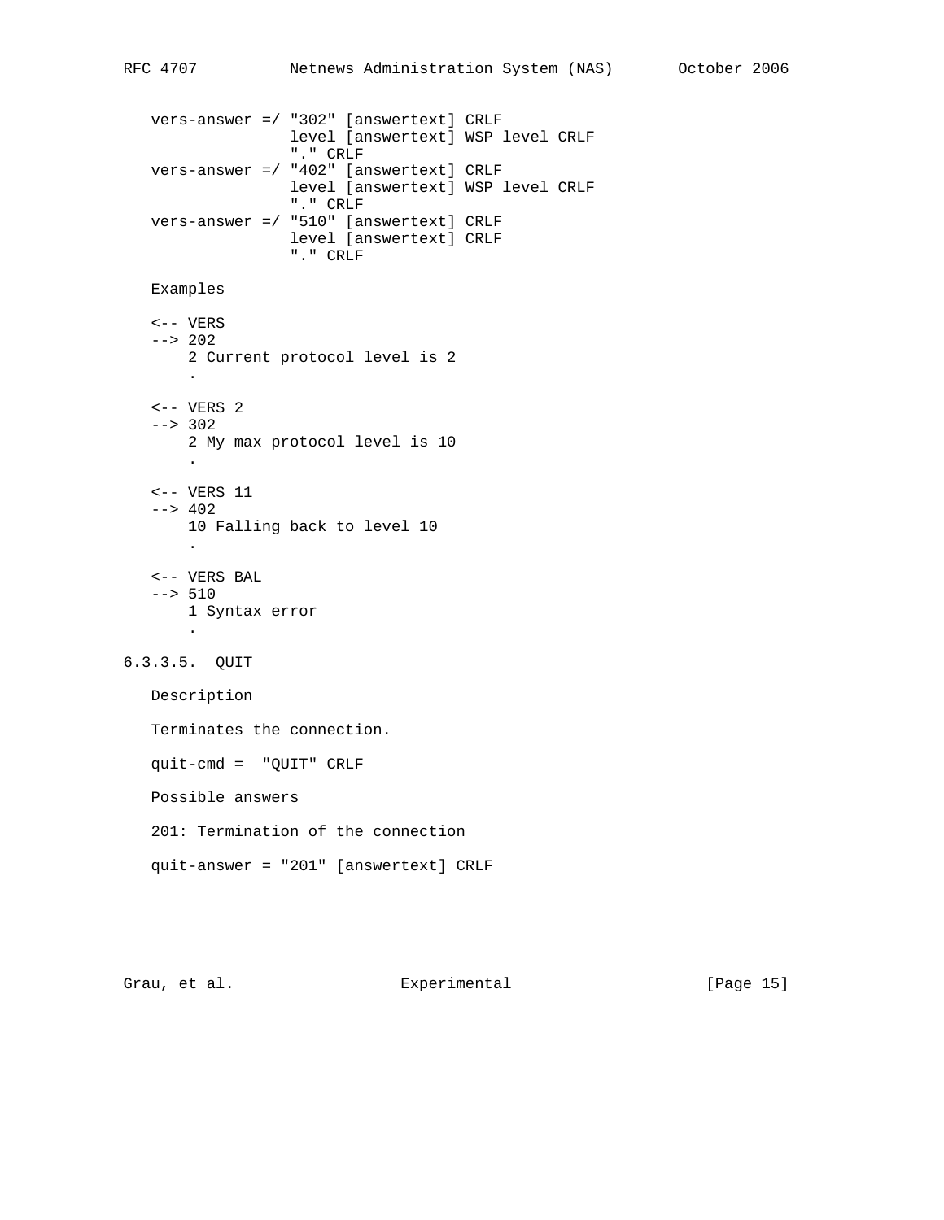```
vers-answer =/ "302" [answertext] CRLF
               level [answertext] WSP level CRLF
               "." CRLF
vers-answer =/ "402" [answertext] CRLF
               level [answertext] WSP level CRLF
               "." CRLF
vers-answer =/ "510" [answertext] CRLF
               level [answertext] CRLF
               "." CRLF
```

Examples

```
<-- VERS
--> 202
    2 Current protocol level is 2
    .

<-- VERS 2
--> 302
    2 My max protocol level is 10
    .

<-- VERS 11
--> 402
    10 Falling back to level 10
    .

<-- VERS BAL
--> 510
    1 Syntax error
    .
```

#### 6.3.3.5. QUIT

Description

Terminates the connection.

```
quit-cmd =  "QUIT" CRLF
```

Possible answers

201: Termination of the connection

```
quit-answer = "201" [answertext] CRLF
```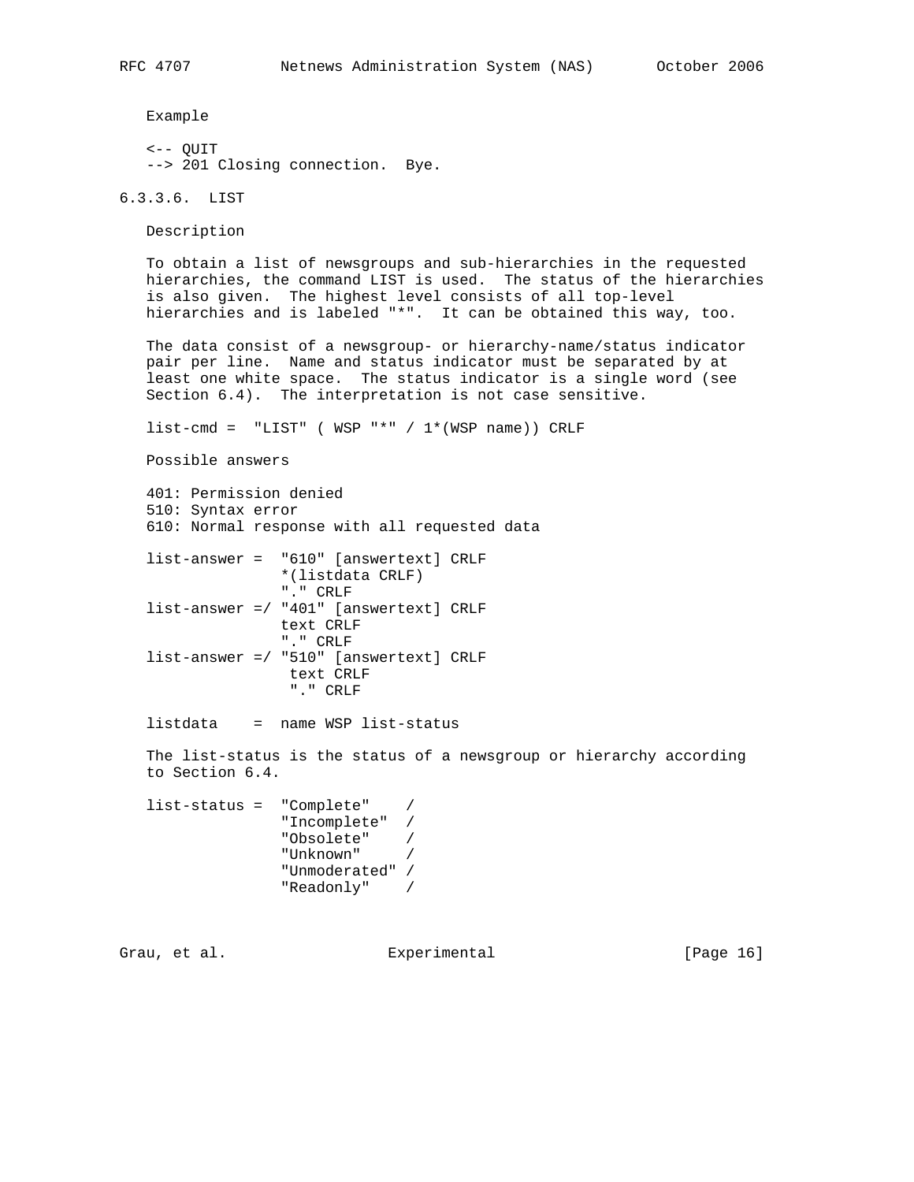Example

```
<-- QUIT
--> 201 Closing connection.  Bye.
```

#### 6.3.3.6. LIST

Description

To obtain a list of newsgroups and sub-hierarchies in the requested hierarchies, the command LIST is used. The status of the hierarchies is also given. The highest level consists of all top-level hierarchies and is labeled "*". It can be obtained this way, too.

The data consist of a newsgroup- or hierarchy-name/status indicator pair per line. Name and status indicator must be separated by at least one white space. The status indicator is a single word (see Section 6.4). The interpretation is not case sensitive.

```
list-cmd =  "LIST" ( WSP "*" / 1*(WSP name)) CRLF
```

Possible answers

```
401: Permission denied
510: Syntax error
610: Normal response with all requested data
```

```
list-answer =  "610" [answertext] CRLF
               *(listdata CRLF)
               "." CRLF
list-answer =/ "401" [answertext] CRLF
               text CRLF
               "." CRLF
list-answer =/ "510" [answertext] CRLF
                text CRLF
                "." CRLF
```

```
listdata    =  name WSP list-status
```

The list-status is the status of a newsgroup or hierarchy according to Section 6.4.

```
list-status =  "Complete"    /
               "Incomplete"  /
               "Obsolete"    /
               "Unknown"     /
               "Unmoderated" /
               "Readonly"    /
```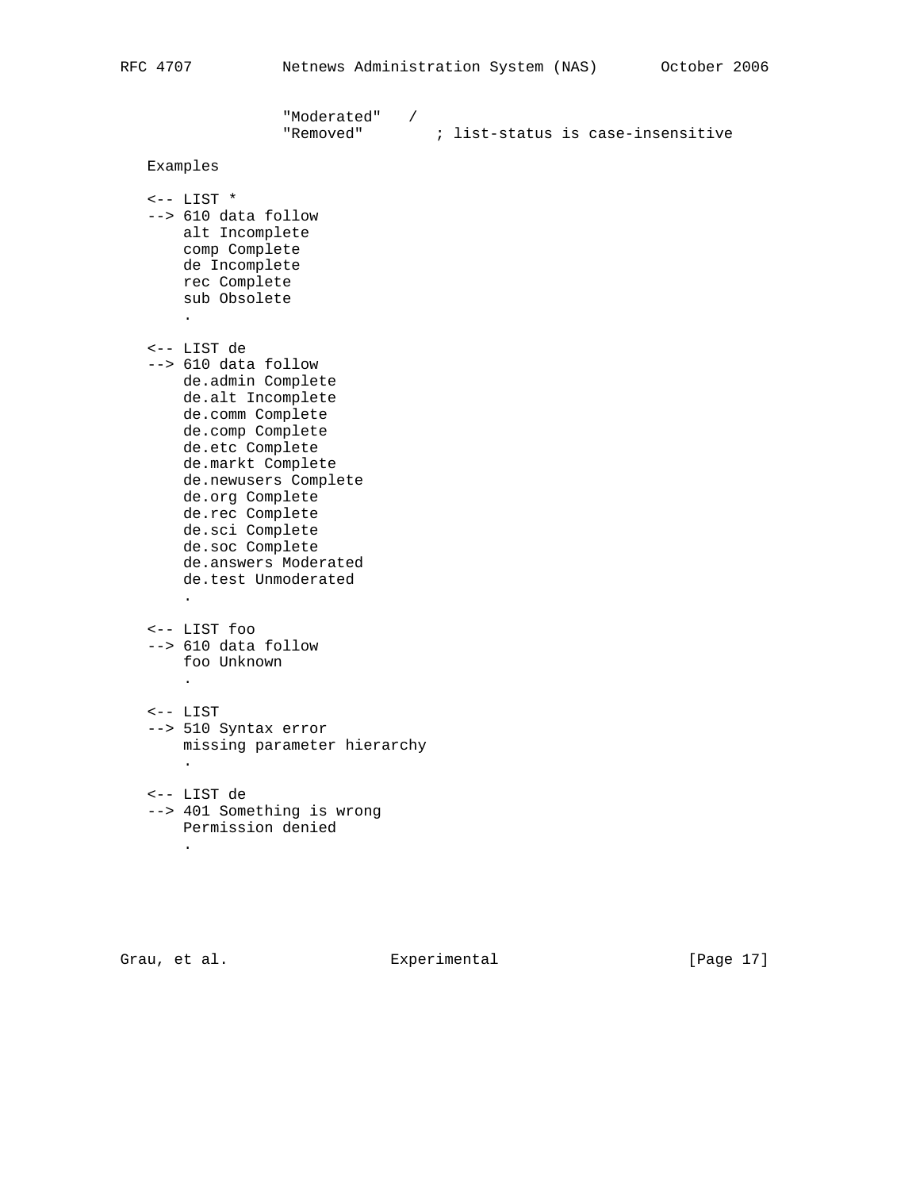```
                 "Moderated"   /
                 "Removed"        ; list-status is case-insensitive
```

Examples

```
<-- LIST *
--> 610 data follow
    alt Incomplete
    comp Complete
    de Incomplete
    rec Complete
    sub Obsolete
    .

<-- LIST de
--> 610 data follow
    de.admin Complete
    de.alt Incomplete
    de.comm Complete
    de.comp Complete
    de.etc Complete
    de.markt Complete
    de.newusers Complete
    de.org Complete
    de.rec Complete
    de.sci Complete
    de.soc Complete
    de.answers Moderated
    de.test Unmoderated
    .

<-- LIST foo
--> 610 data follow
    foo Unknown
    .

<-- LIST
--> 510 Syntax error
    missing parameter hierarchy
    .

<-- LIST de
--> 401 Something is wrong
    Permission denied
    .
```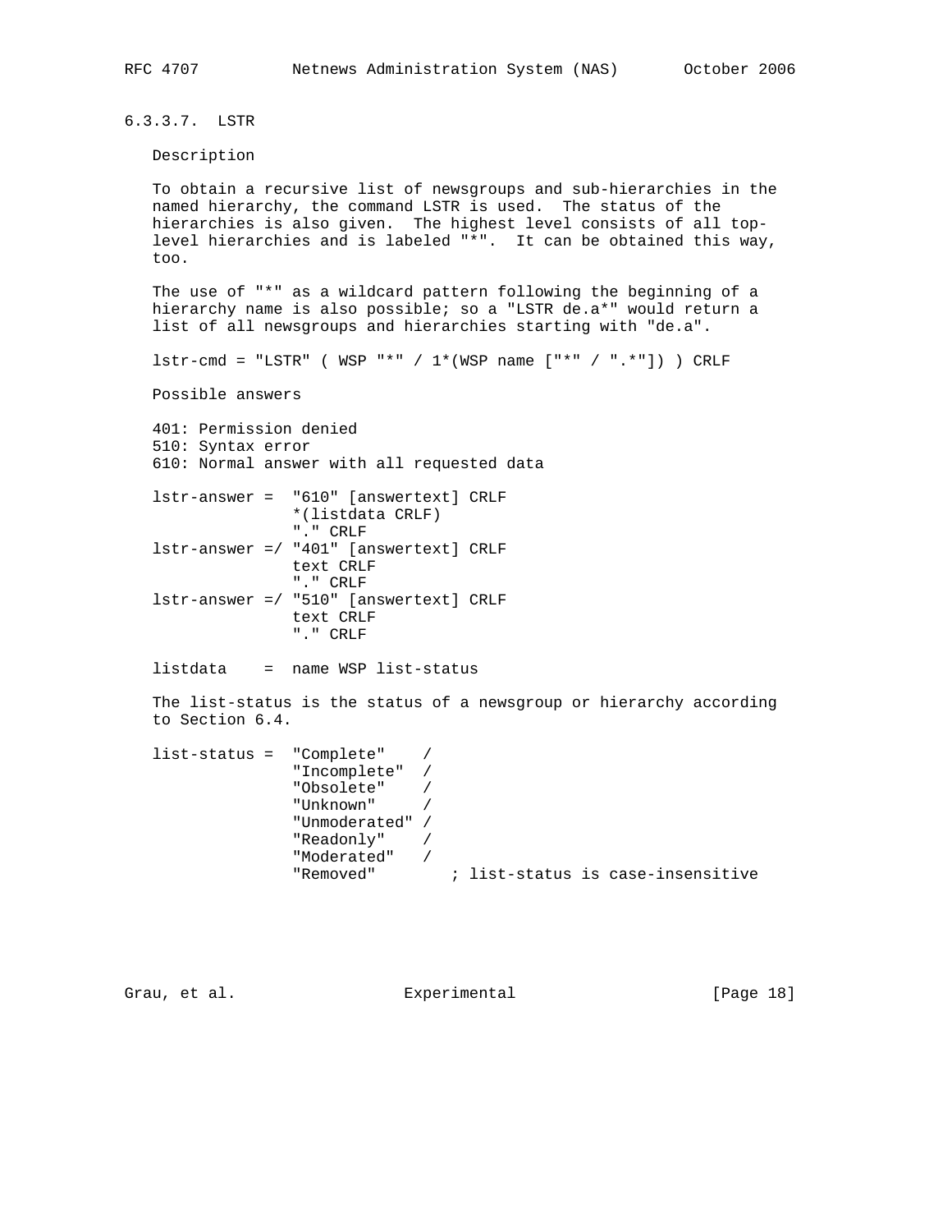#### 6.3.3.7. LSTR

Description

To obtain a recursive list of newsgroups and sub-hierarchies in the named hierarchy, the command LSTR is used. The status of the hierarchies is also given. The highest level consists of all top-level hierarchies and is labeled "*". It can be obtained this way, too.

The use of "*" as a wildcard pattern following the beginning of a hierarchy name is also possible; so a "LSTR de.a*" would return a list of all newsgroups and hierarchies starting with "de.a".

```
lstr-cmd = "LSTR" ( WSP "*" / 1*(WSP name ["*" / ".*"]) ) CRLF
```

Possible answers

```
401: Permission denied
510: Syntax error
610: Normal answer with all requested data
```

```
lstr-answer =  "610" [answertext] CRLF
               *(listdata CRLF)
               "." CRLF
lstr-answer =/ "401" [answertext] CRLF
               text CRLF
               "." CRLF
lstr-answer =/ "510" [answertext] CRLF
               text CRLF
               "." CRLF

listdata    =  name WSP list-status
```

The list-status is the status of a newsgroup or hierarchy according to Section 6.4.

```
list-status =  "Complete"    /
               "Incomplete"  /
               "Obsolete"    /
               "Unknown"     /
               "Unmoderated" /
               "Readonly"    /
               "Moderated"   /
               "Removed"        ; list-status is case-insensitive
```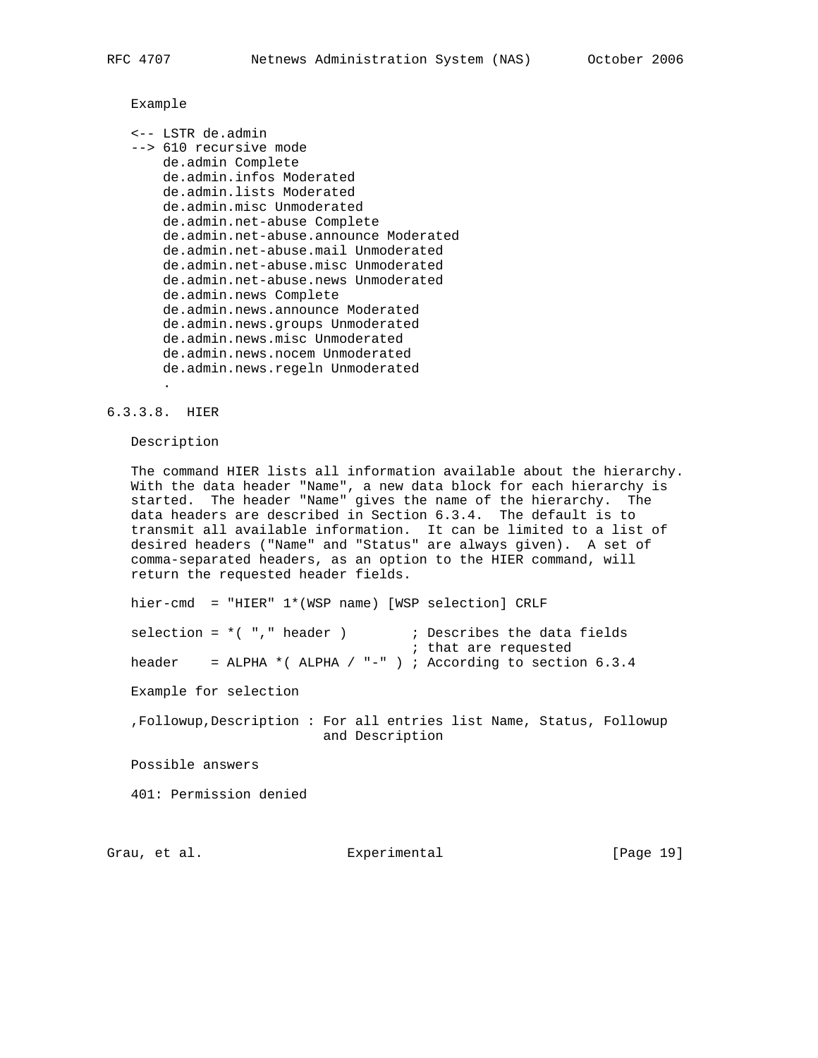Example

```
<-- LSTR de.admin
--> 610 recursive mode
    de.admin Complete
    de.admin.infos Moderated
    de.admin.lists Moderated
    de.admin.misc Unmoderated
    de.admin.net-abuse Complete
    de.admin.net-abuse.announce Moderated
    de.admin.net-abuse.mail Unmoderated
    de.admin.net-abuse.misc Unmoderated
    de.admin.net-abuse.news Unmoderated
    de.admin.news Complete
    de.admin.news.announce Moderated
    de.admin.news.groups Unmoderated
    de.admin.news.misc Unmoderated
    de.admin.news.nocem Unmoderated
    de.admin.news.regeln Unmoderated
    .
```

#### 6.3.3.8. HIER

Description

The command HIER lists all information available about the hierarchy. With the data header "Name", a new data block for each hierarchy is started. The header "Name" gives the name of the hierarchy. The data headers are described in Section 6.3.4. The default is to transmit all available information. It can be limited to a list of desired headers ("Name" and "Status" are always given). A set of comma-separated headers, as an option to the HIER command, will return the requested header fields.

```
hier-cmd  = "HIER" 1*(WSP name) [WSP selection] CRLF

selection = *( "," header )        ; Describes the data fields
                                   ; that are requested
header    = ALPHA *( ALPHA / "-" ) ; According to section 6.3.4
```

Example for selection

```
,Followup,Description : For all entries list Name, Status, Followup
                        and Description
```

Possible answers

401: Permission denied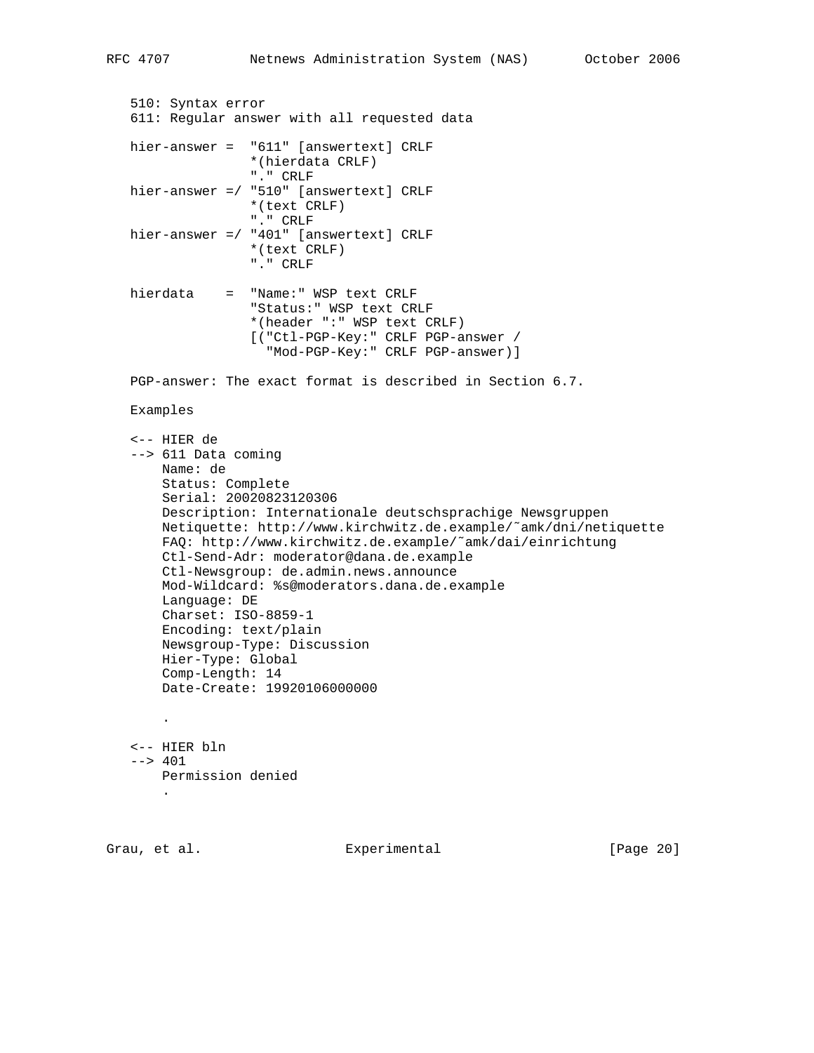510: Syntax error
611: Regular answer with all requested data

```
hier-answer =  "611" [answertext] CRLF
               *(hierdata CRLF)
               "." CRLF
hier-answer =/ "510" [answertext] CRLF
               *(text CRLF)
               "." CRLF
hier-answer =/ "401" [answertext] CRLF
               *(text CRLF)
               "." CRLF

hierdata    =  "Name:" WSP text CRLF
               "Status:" WSP text CRLF
               *(header ":" WSP text CRLF)
               [("Ctl-PGP-Key:" CRLF PGP-answer /
                 "Mod-PGP-Key:" CRLF PGP-answer)]
```

PGP-answer: The exact format is described in Section 6.7.

Examples

```
<-- HIER de
--> 611 Data coming
    Name: de
    Status: Complete
    Serial: 20020823120306
    Description: Internationale deutschsprachige Newsgruppen
    Netiquette: http://www.kirchwitz.de.example/˜amk/dni/netiquette
    FAQ: http://www.kirchwitz.de.example/˜amk/dai/einrichtung
    Ctl-Send-Adr: moderator@dana.de.example
    Ctl-Newsgroup: de.admin.news.announce
    Mod-Wildcard: %s@moderators.dana.de.example
    Language: DE
    Charset: ISO-8859-1
    Encoding: text/plain
    Newsgroup-Type: Discussion
    Hier-Type: Global
    Comp-Length: 14
    Date-Create: 19920106000000

    .

<-- HIER bln
--> 401
    Permission denied
    .
```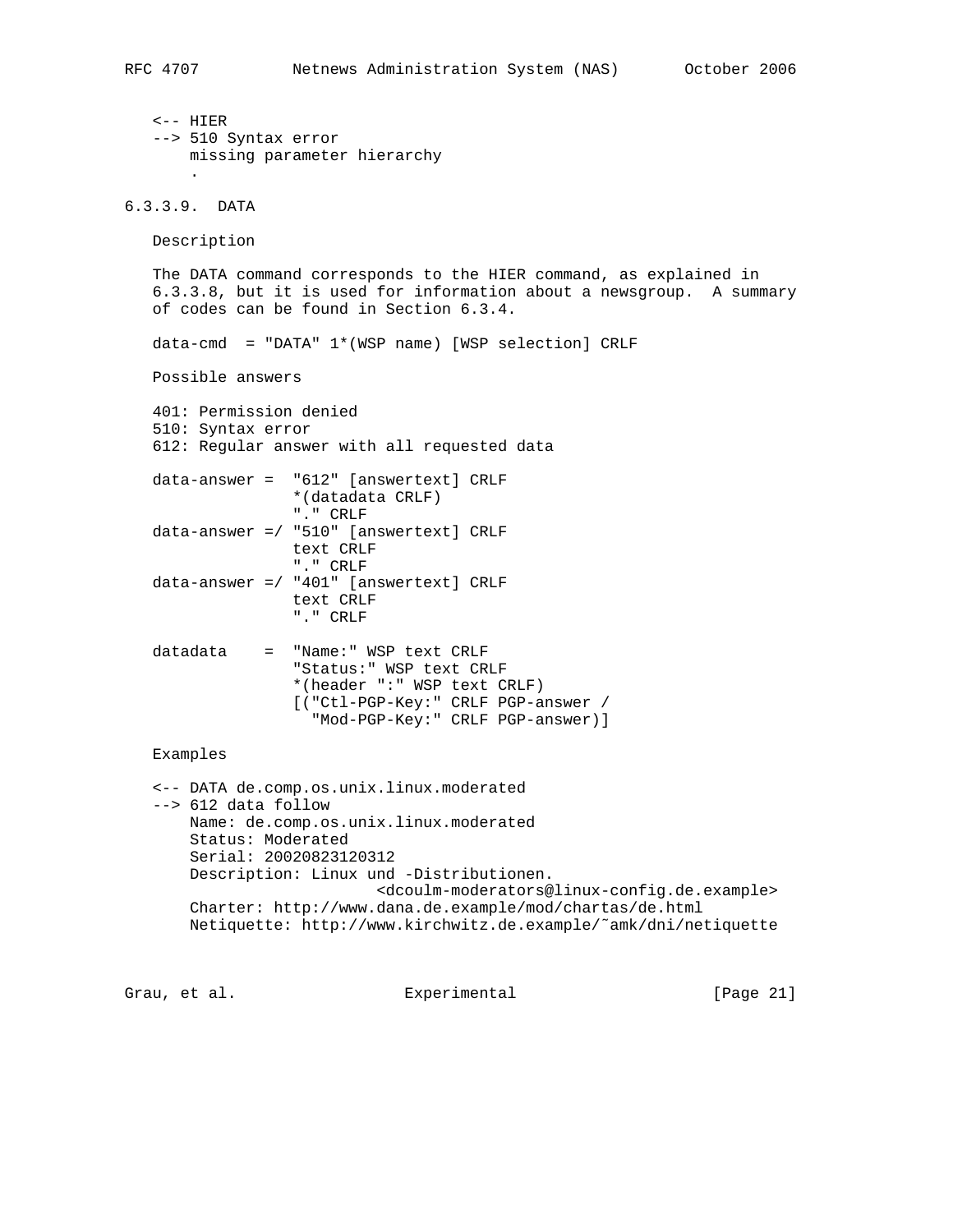```
<-- HIER
--> 510 Syntax error
    missing parameter hierarchy
    .
```

#### 6.3.3.9. DATA

Description

The DATA command corresponds to the HIER command, as explained in 6.3.3.8, but it is used for information about a newsgroup. A summary of codes can be found in Section 6.3.4.

```
data-cmd  = "DATA" 1*(WSP name) [WSP selection] CRLF
```

Possible answers

```
401: Permission denied
510: Syntax error
612: Regular answer with all requested data

data-answer =  "612" [answertext] CRLF
               *(datadata CRLF)
               "." CRLF
data-answer =/ "510" [answertext] CRLF
               text CRLF
               "." CRLF
data-answer =/ "401" [answertext] CRLF
               text CRLF
               "." CRLF

datadata    =  "Name:" WSP text CRLF
               "Status:" WSP text CRLF
               *(header ":" WSP text CRLF)
               [("Ctl-PGP-Key:" CRLF PGP-answer /
                 "Mod-PGP-Key:" CRLF PGP-answer)]
```

Examples

```
<-- DATA de.comp.os.unix.linux.moderated
--> 612 data follow
    Name: de.comp.os.unix.linux.moderated
    Status: Moderated
    Serial: 20020823120312
    Description: Linux und -Distributionen.
                        <dcoulm-moderators@linux-config.de.example>
    Charter: http://www.dana.de.example/mod/chartas/de.html
    Netiquette: http://www.kirchwitz.de.example/~amk/dni/netiquette
```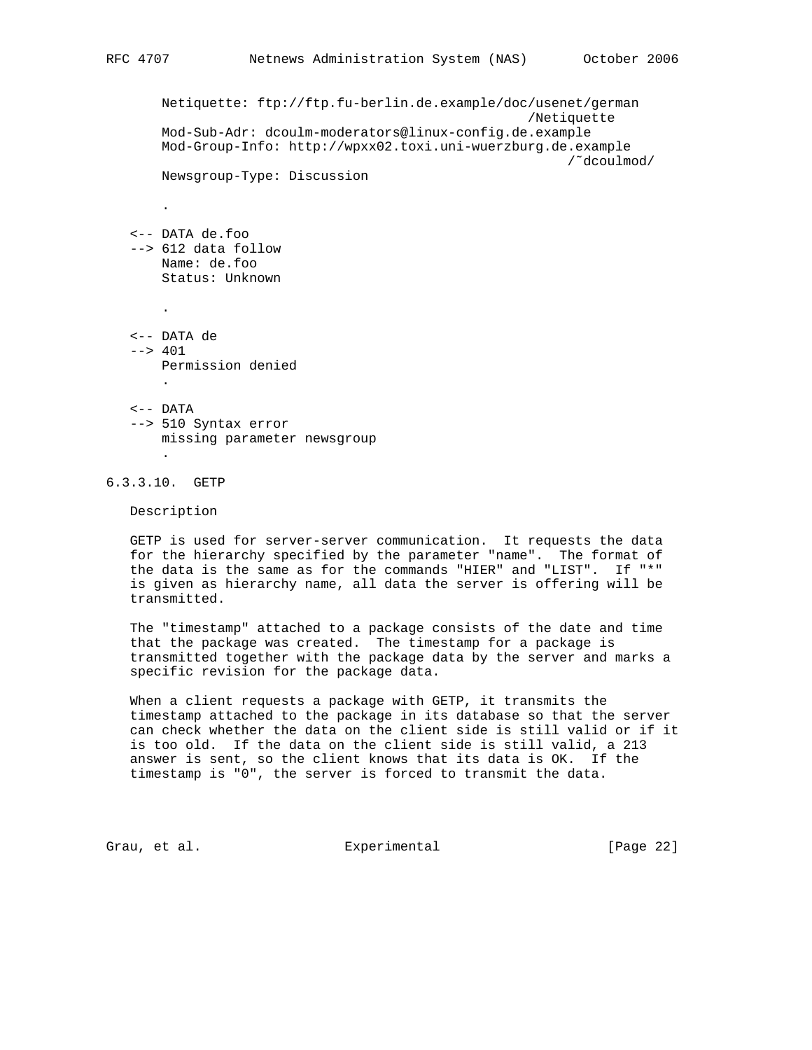```
     Netiquette: ftp://ftp.fu-berlin.de.example/doc/usenet/german
                                                  /Netiquette
     Mod-Sub-Adr: dcoulm-moderators@linux-config.de.example
     Mod-Group-Info: http://wpxx02.toxi.uni-wuerzburg.de.example
                                                        /~dcoulmod/
     Newsgroup-Type: Discussion

     .

<-- DATA de.foo
--> 612 data follow
     Name: de.foo
     Status: Unknown

     .

<-- DATA de
--> 401
     Permission denied
     .

<-- DATA
--> 510 Syntax error
     missing parameter newsgroup
     .
```

#### 6.3.3.10. GETP

Description

GETP is used for server-server communication. It requests the data for the hierarchy specified by the parameter "name". The format of the data is the same as for the commands "HIER" and "LIST". If "*" is given as hierarchy name, all data the server is offering will be transmitted.

The "timestamp" attached to a package consists of the date and time that the package was created. The timestamp for a package is transmitted together with the package data by the server and marks a specific revision for the package data.

When a client requests a package with GETP, it transmits the timestamp attached to the package in its database so that the server can check whether the data on the client side is still valid or if it is too old. If the data on the client side is still valid, a 213 answer is sent, so the client knows that its data is OK. If the timestamp is "0", the server is forced to transmit the data.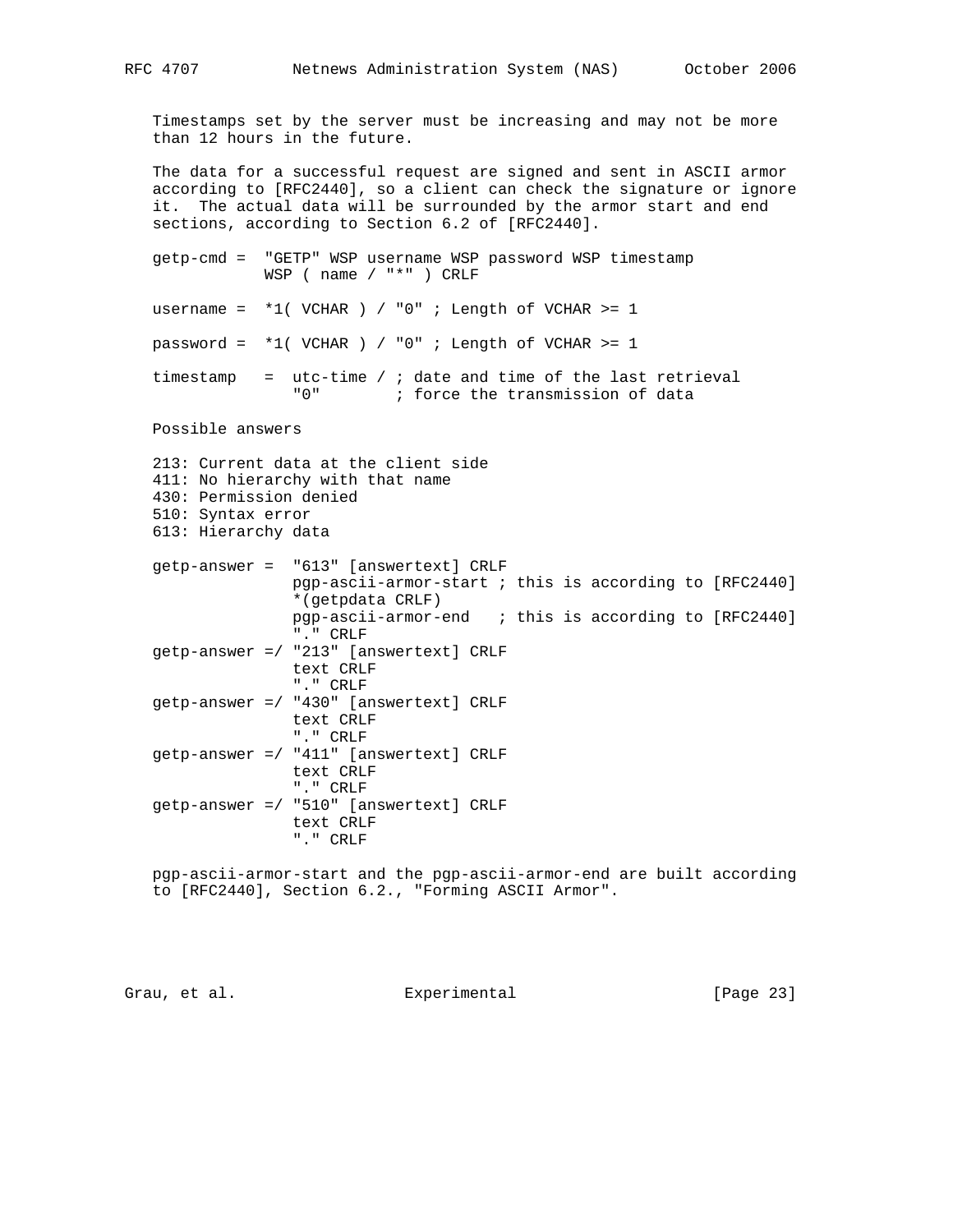Timestamps set by the server must be increasing and may not be more than 12 hours in the future.

The data for a successful request are signed and sent in ASCII armor according to [RFC2440], so a client can check the signature or ignore it. The actual data will be surrounded by the armor start and end sections, according to Section 6.2 of [RFC2440].

```
getp-cmd =  "GETP" WSP username WSP password WSP timestamp
            WSP ( name / "*" ) CRLF

username =  *1( VCHAR ) / "0" ; Length of VCHAR >= 1

password =  *1( VCHAR ) / "0" ; Length of VCHAR >= 1

timestamp   =  utc-time / ; date and time of the last retrieval
               "0"        ; force the transmission of data
```

Possible answers

```
213: Current data at the client side
411: No hierarchy with that name
430: Permission denied
510: Syntax error
613: Hierarchy data
```

```
getp-answer =  "613" [answertext] CRLF
               pgp-ascii-armor-start ; this is according to [RFC2440]
               *(getpdata CRLF)
               pgp-ascii-armor-end   ; this is according to [RFC2440]
               "." CRLF
getp-answer =/ "213" [answertext] CRLF
               text CRLF
               "." CRLF
getp-answer =/ "430" [answertext] CRLF
               text CRLF
               "." CRLF
getp-answer =/ "411" [answertext] CRLF
               text CRLF
               "." CRLF
getp-answer =/ "510" [answertext] CRLF
               text CRLF
               "." CRLF
```

pgp-ascii-armor-start and the pgp-ascii-armor-end are built according to [RFC2440], Section 6.2., "Forming ASCII Armor".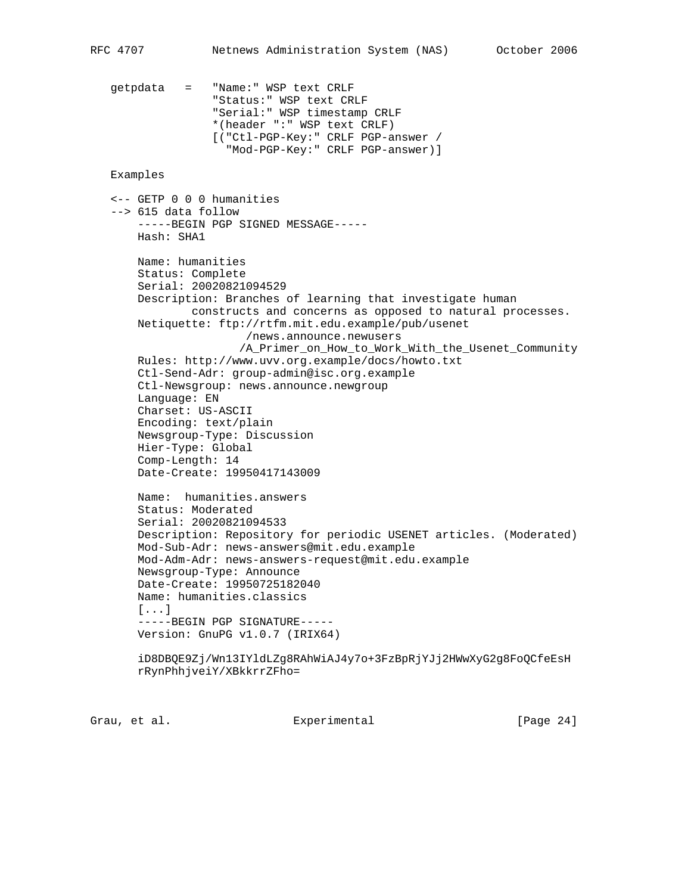```
getpdata   =   "Name:" WSP text CRLF
               "Status:" WSP text CRLF
               "Serial:" WSP timestamp CRLF
               *(header ":" WSP text CRLF)
               [("Ctl-PGP-Key:" CRLF PGP-answer /
                 "Mod-PGP-Key:" CRLF PGP-answer)]
```

Examples

```
<-- GETP 0 0 0 humanities
--> 615 data follow
    -----BEGIN PGP SIGNED MESSAGE-----
    Hash: SHA1

    Name: humanities
    Status: Complete
    Serial: 20020821094529
    Description: Branches of learning that investigate human
            constructs and concerns as opposed to natural processes.
    Netiquette: ftp://rtfm.mit.edu.example/pub/usenet
                    /news.announce.newusers
                   /A_Primer_on_How_to_Work_With_the_Usenet_Community
    Rules: http://www.uvv.org.example/docs/howto.txt
    Ctl-Send-Adr: group-admin@isc.org.example
    Ctl-Newsgroup: news.announce.newgroup
    Language: EN
    Charset: US-ASCII
    Encoding: text/plain
    Newsgroup-Type: Discussion
    Hier-Type: Global
    Comp-Length: 14
    Date-Create: 19950417143009

    Name:  humanities.answers
    Status: Moderated
    Serial: 20020821094533
    Description: Repository for periodic USENET articles. (Moderated)
    Mod-Sub-Adr: news-answers@mit.edu.example
    Mod-Adm-Adr: news-answers-request@mit.edu.example
    Newsgroup-Type: Announce
    Date-Create: 19950725182040
    Name: humanities.classics
    [...]
    -----BEGIN PGP SIGNATURE-----
    Version: GnuPG v1.0.7 (IRIX64)

    iD8DBQE9Zj/Wn13IYldLZg8RAhWiAJ4y7o+3FzBpRjYJj2HWwXyG2g8FoQCfeEsH
    rRynPhhjveiY/XBkkrrZFho=
```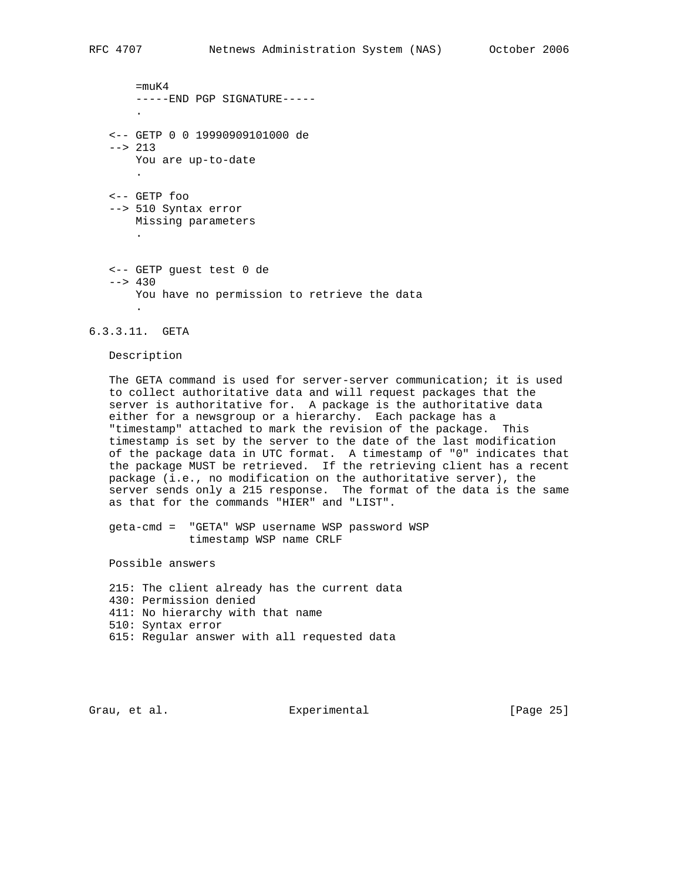```
    =muK4
    -----END PGP SIGNATURE-----
    .

<-- GETP 0 0 19990909101000 de
--> 213
    You are up-to-date
    .

<-- GETP foo
--> 510 Syntax error
    Missing parameters
    .


<-- GETP guest test 0 de
--> 430
    You have no permission to retrieve the data
    .
```

#### 6.3.3.11. GETA

Description

The GETA command is used for server-server communication; it is used to collect authoritative data and will request packages that the server is authoritative for. A package is the authoritative data either for a newsgroup or a hierarchy. Each package has a "timestamp" attached to mark the revision of the package. This timestamp is set by the server to the date of the last modification of the package data in UTC format. A timestamp of "0" indicates that the package MUST be retrieved. If the retrieving client has a recent package (i.e., no modification on the authoritative server), the server sends only a 215 response. The format of the data is the same as that for the commands "HIER" and "LIST".

```
geta-cmd =  "GETA" WSP username WSP password WSP
            timestamp WSP name CRLF
```

Possible answers

```
215: The client already has the current data
430: Permission denied
411: No hierarchy with that name
510: Syntax error
615: Regular answer with all requested data
```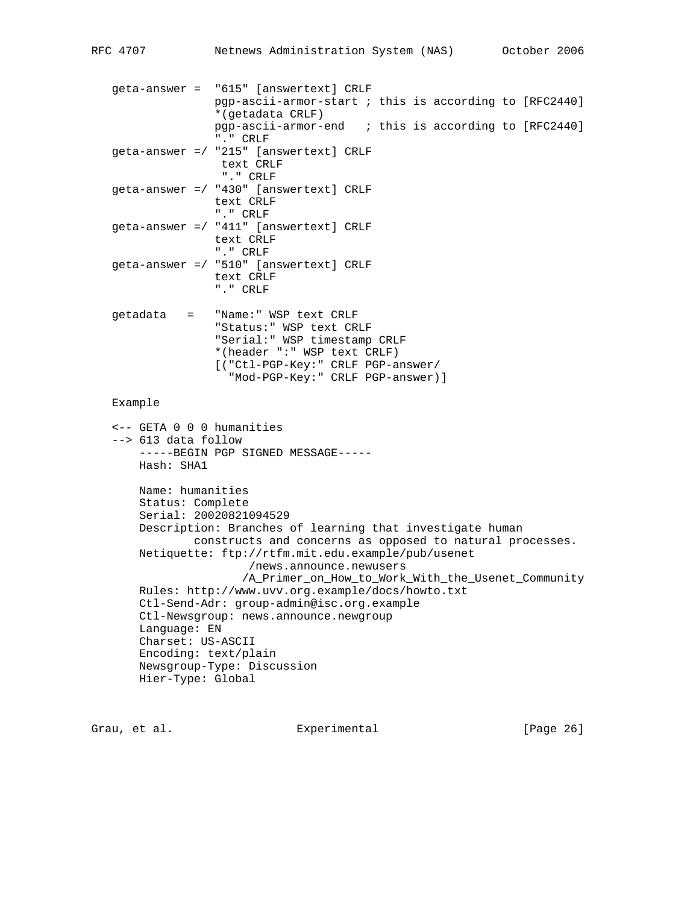```
   geta-answer =  "615" [answertext] CRLF
                  pgp-ascii-armor-start ; this is according to [RFC2440]
                  *(getadata CRLF)
                  pgp-ascii-armor-end   ; this is according to [RFC2440]
                  "." CRLF
   geta-answer =/ "215" [answertext] CRLF
                   text CRLF
                   "." CRLF
   geta-answer =/ "430" [answertext] CRLF
                  text CRLF
                  "." CRLF
   geta-answer =/ "411" [answertext] CRLF
                  text CRLF
                  "." CRLF
   geta-answer =/ "510" [answertext] CRLF
                  text CRLF
                  "." CRLF

   getadata   =   "Name:" WSP text CRLF
                  "Status:" WSP text CRLF
                  "Serial:" WSP timestamp CRLF
                  *(header ":" WSP text CRLF)
                  [("Ctl-PGP-Key:" CRLF PGP-answer/
                    "Mod-PGP-Key:" CRLF PGP-answer)]
```

Example

```
   <-- GETA 0 0 0 humanities
   --> 613 data follow
       -----BEGIN PGP SIGNED MESSAGE-----
       Hash: SHA1

       Name: humanities
       Status: Complete
       Serial: 20020821094529
       Description: Branches of learning that investigate human
               constructs and concerns as opposed to natural processes.
       Netiquette: ftp://rtfm.mit.edu.example/pub/usenet
                        /news.announce.newusers
                       /A_Primer_on_How_to_Work_With_the_Usenet_Community
       Rules: http://www.uvv.org.example/docs/howto.txt
       Ctl-Send-Adr: group-admin@isc.org.example
       Ctl-Newsgroup: news.announce.newgroup
       Language: EN
       Charset: US-ASCII
       Encoding: text/plain
       Newsgroup-Type: Discussion
       Hier-Type: Global
```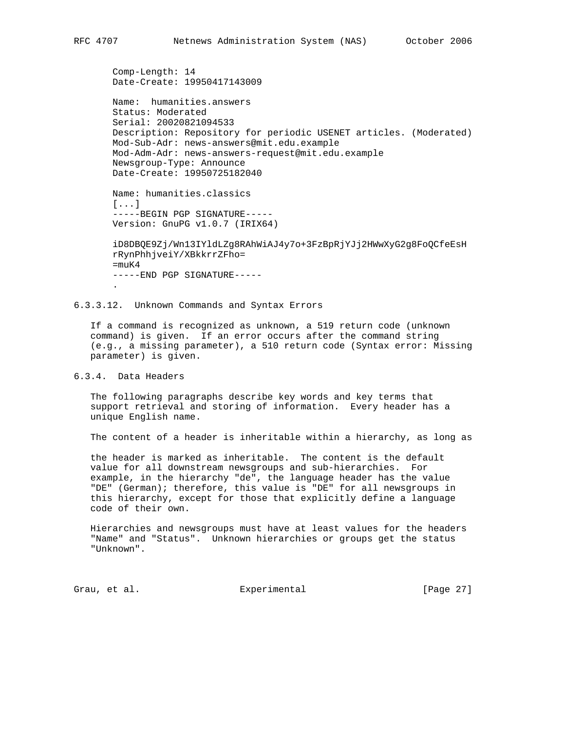```
Comp-Length: 14
Date-Create: 19950417143009

Name:  humanities.answers
Status: Moderated
Serial: 20020821094533
Description: Repository for periodic USENET articles. (Moderated)
Mod-Sub-Adr: news-answers@mit.edu.example
Mod-Adm-Adr: news-answers-request@mit.edu.example
Newsgroup-Type: Announce
Date-Create: 19950725182040

Name: humanities.classics
[...]
-----BEGIN PGP SIGNATURE-----
Version: GnuPG v1.0.7 (IRIX64)

iD8DBQE9Zj/Wn13IYldLZg8RAhWiAJ4y7o+3FzBpRjYJj2HWwXyG2g8FoQCfeEsH
rRynPhhjveiY/XBkkrrZFho=
=muK4
-----END PGP SIGNATURE-----
.
```

#### 6.3.3.12. Unknown Commands and Syntax Errors

If a command is recognized as unknown, a 519 return code (unknown command) is given. If an error occurs after the command string (e.g., a missing parameter), a 510 return code (Syntax error: Missing parameter) is given.

### 6.3.4. Data Headers

The following paragraphs describe key words and key terms that support retrieval and storing of information. Every header has a unique English name.

The content of a header is inheritable within a hierarchy, as long as the header is marked as inheritable. The content is the default value for all downstream newsgroups and sub-hierarchies. For example, in the hierarchy "de", the language header has the value "DE" (German); therefore, this value is "DE" for all newsgroups in this hierarchy, except for those that explicitly define a language code of their own.

Hierarchies and newsgroups must have at least values for the headers "Name" and "Status". Unknown hierarchies or groups get the status "Unknown".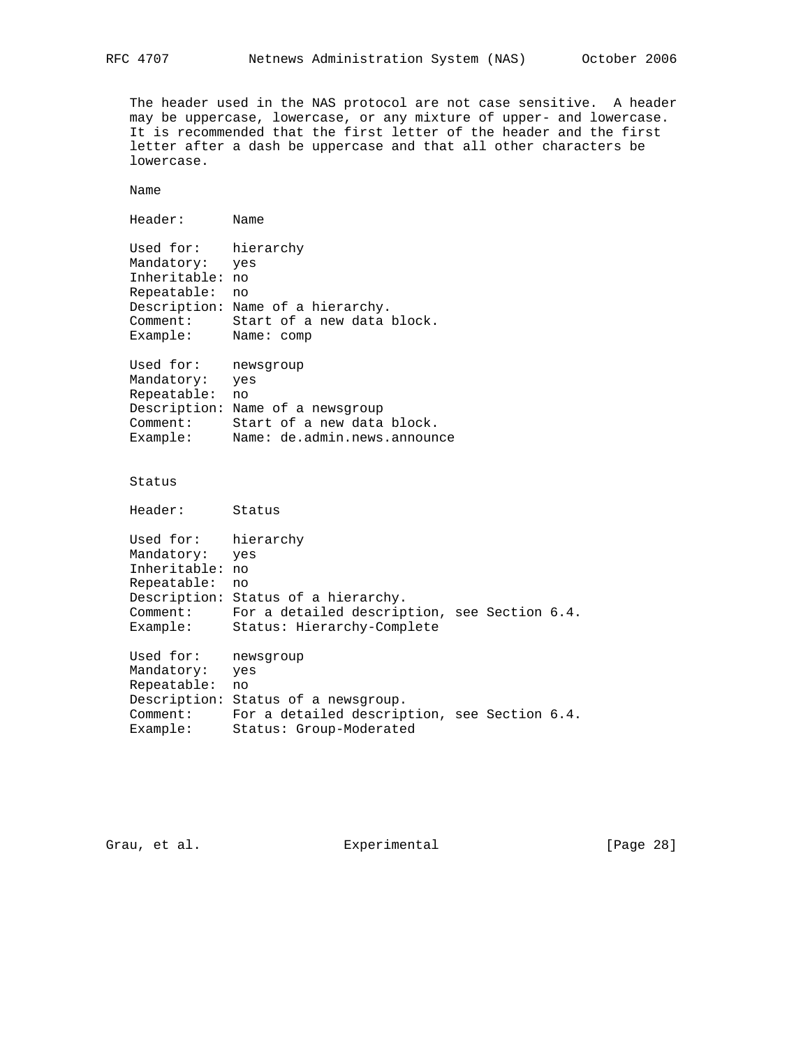The header used in the NAS protocol are not case sensitive. A header may be uppercase, lowercase, or any mixture of upper- and lowercase. It is recommended that the first letter of the header and the first letter after a dash be uppercase and that all other characters be lowercase.

Name

```
Header:       Name

Used for:     hierarchy
Mandatory:    yes
Inheritable:  no
Repeatable:   no
Description:  Name of a hierarchy.
Comment:      Start of a new data block.
Example:      Name: comp

Used for:     newsgroup
Mandatory:    yes
Repeatable:   no
Description:  Name of a newsgroup
Comment:      Start of a new data block.
Example:      Name: de.admin.news.announce
```

Status

```
Header:       Status

Used for:     hierarchy
Mandatory:    yes
Inheritable:  no
Repeatable:   no
Description:  Status of a hierarchy.
Comment:      For a detailed description, see Section 6.4.
Example:      Status: Hierarchy-Complete

Used for:     newsgroup
Mandatory:    yes
Repeatable:   no
Description:  Status of a newsgroup.
Comment:      For a detailed description, see Section 6.4.
Example:      Status: Group-Moderated
```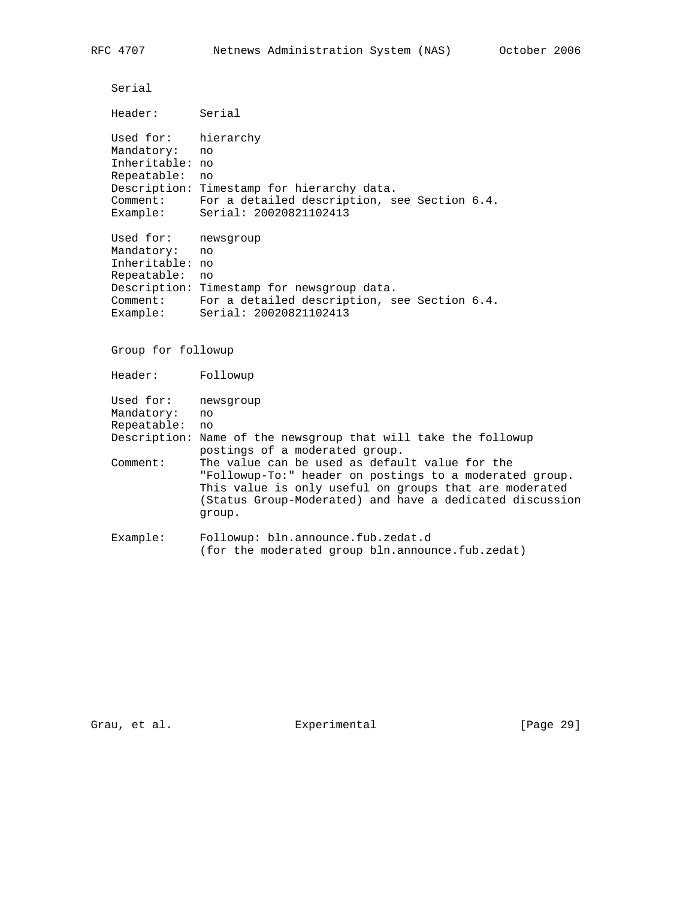Serial

```
Header:       Serial

Used for:     hierarchy
Mandatory:    no
Inheritable: no
Repeatable:   no
Description: Timestamp for hierarchy data.
Comment:      For a detailed description, see Section 6.4.
Example:      Serial: 20020821102413

Used for:     newsgroup
Mandatory:    no
Inheritable: no
Repeatable:   no
Description: Timestamp for newsgroup data.
Comment:      For a detailed description, see Section 6.4.
Example:      Serial: 20020821102413
```

Group for followup

```
Header:       Followup

Used for:     newsgroup
Mandatory:    no
Repeatable:   no
Description: Name of the newsgroup that will take the followup
              postings of a moderated group.
Comment:      The value can be used as default value for the
              "Followup-To:" header on postings to a moderated group.
              This value is only useful on groups that are moderated
              (Status Group-Moderated) and have a dedicated discussion
              group.

Example:      Followup: bln.announce.fub.zedat.d
              (for the moderated group bln.announce.fub.zedat)
```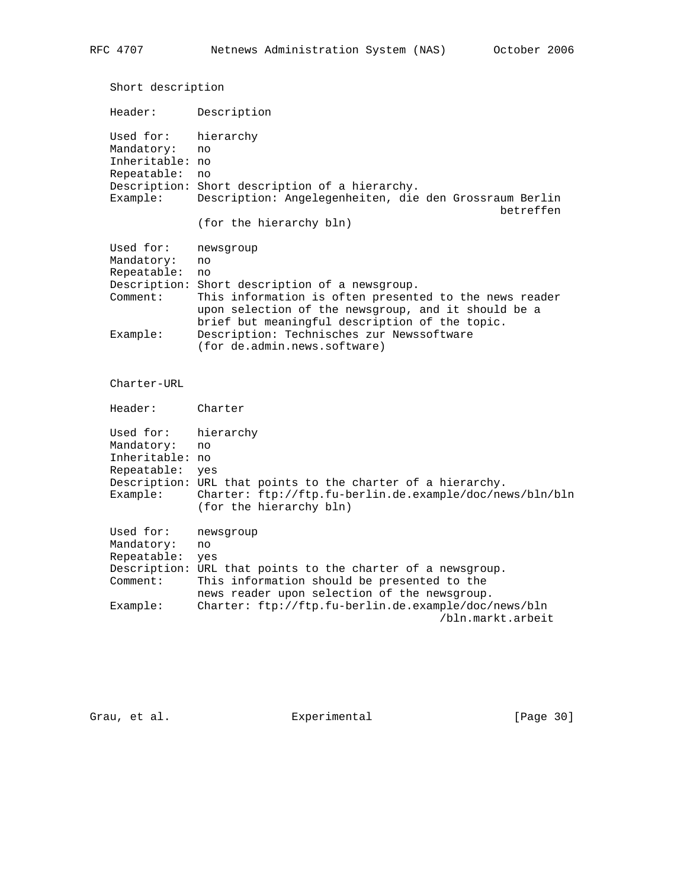Short description

Header:       Description

Used for:     hierarchy
Mandatory:    no
Inheritable: no
Repeatable:   no
Description: Short description of a hierarchy.
Example:      Description: Angelegenheiten, die den Grossraum Berlin betreffen
              (for the hierarchy bln)

Used for:     newsgroup
Mandatory:    no
Repeatable:   no
Description: Short description of a newsgroup.
Comment:      This information is often presented to the news reader upon selection of the newsgroup, and it should be a brief but meaningful description of the topic.
Example:      Description: Technisches zur Newssoftware
              (for de.admin.news.software)

Charter-URL

Header:       Charter

Used for:     hierarchy
Mandatory:    no
Inheritable: no
Repeatable:   yes
Description: URL that points to the charter of a hierarchy.
Example:      Charter: ftp://ftp.fu-berlin.de.example/doc/news/bln/bln
              (for the hierarchy bln)

Used for:     newsgroup
Mandatory:    no
Repeatable:   yes
Description: URL that points to the charter of a newsgroup.
Comment:      This information should be presented to the news reader upon selection of the newsgroup.
Example:      Charter: ftp://ftp.fu-berlin.de.example/doc/news/bln/bln.markt.arbeit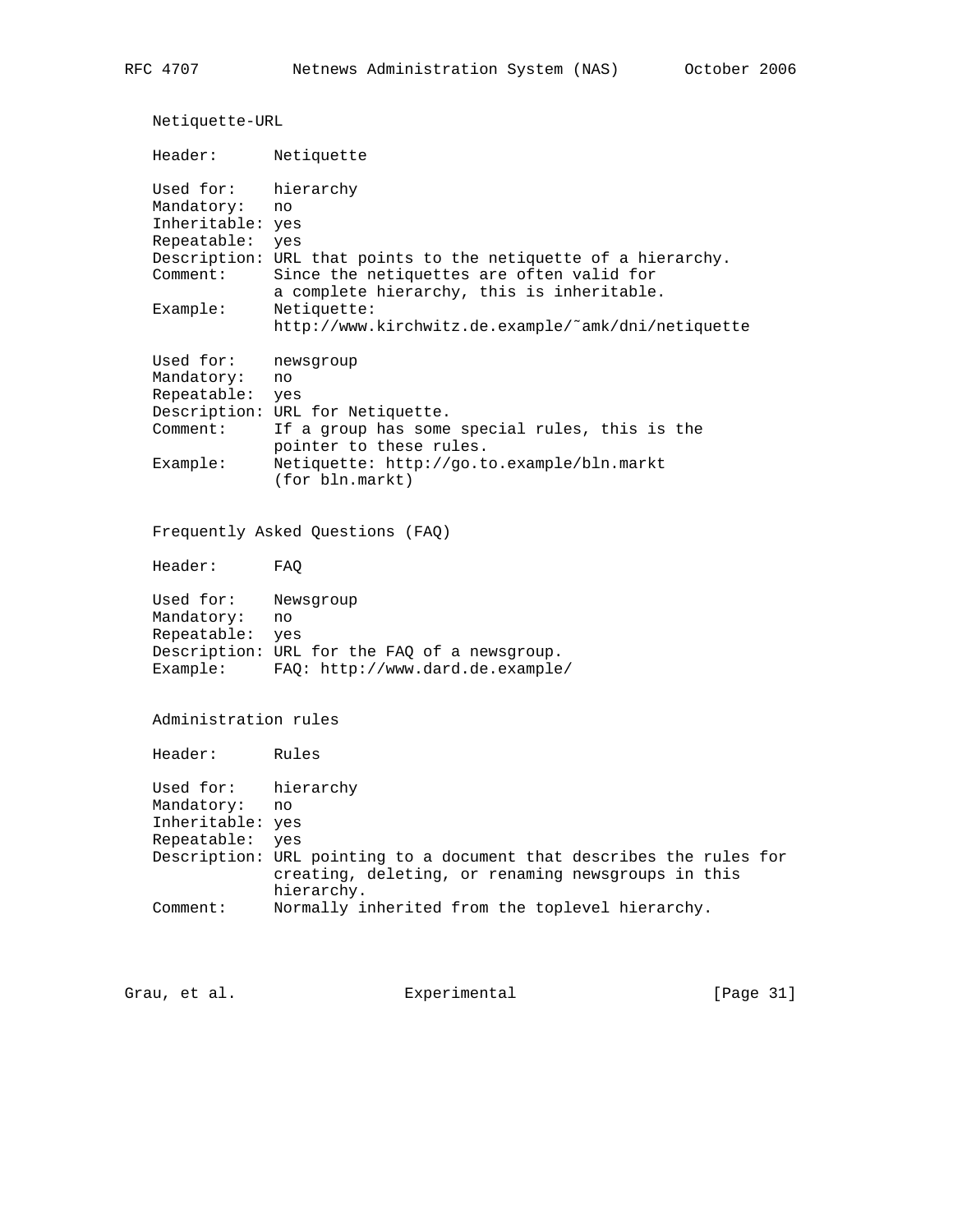Netiquette-URL

```
Header:       Netiquette

Used for:     hierarchy
Mandatory:    no
Inheritable: yes
Repeatable:  yes
Description: URL that points to the netiquette of a hierarchy.
Comment:      Since the netiquettes are often valid for
              a complete hierarchy, this is inheritable.
Example:      Netiquette:
              http://www.kirchwitz.de.example/~amk/dni/netiquette

Used for:     newsgroup
Mandatory:    no
Repeatable:  yes
Description: URL for Netiquette.
Comment:      If a group has some special rules, this is the
              pointer to these rules.
Example:      Netiquette: http://go.to.example/bln.markt
              (for bln.markt)
```

Frequently Asked Questions (FAQ)

```
Header:       FAQ

Used for:     Newsgroup
Mandatory:    no
Repeatable:  yes
Description: URL for the FAQ of a newsgroup.
Example:      FAQ: http://www.dard.de.example/
```

Administration rules

```
Header:       Rules

Used for:     hierarchy
Mandatory:    no
Inheritable: yes
Repeatable:  yes
Description: URL pointing to a document that describes the rules for
              creating, deleting, or renaming newsgroups in this
              hierarchy.
Comment:      Normally inherited from the toplevel hierarchy.
```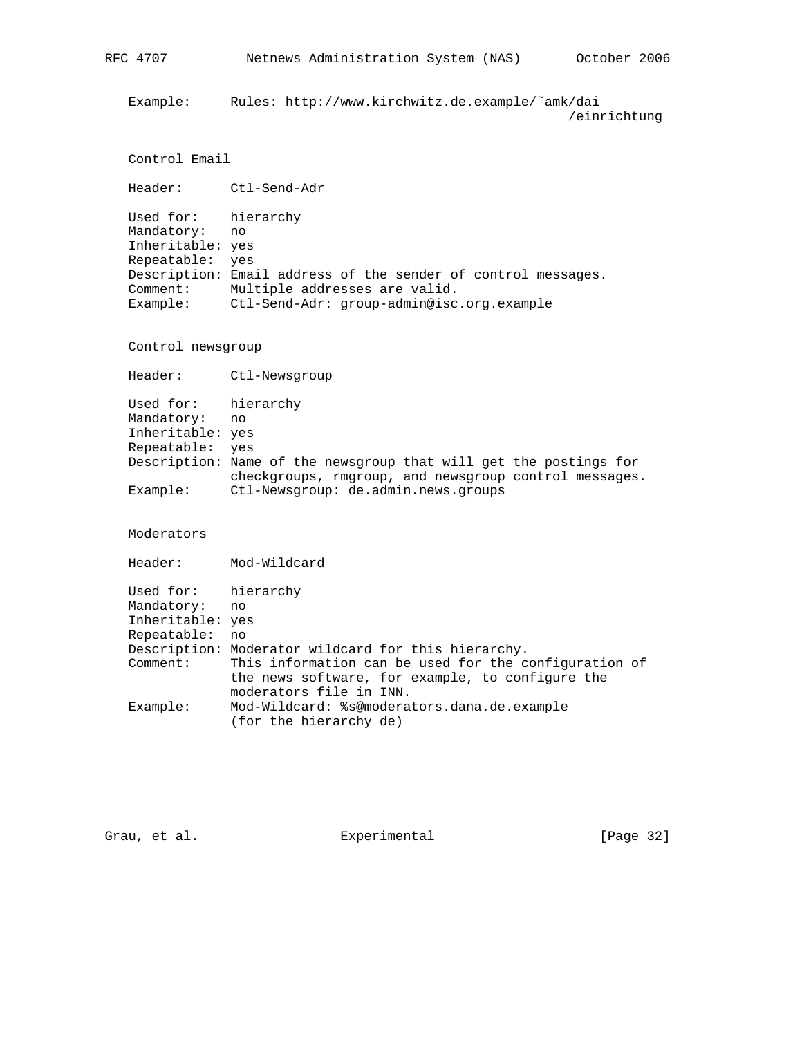Example:      Rules: http://www.kirchwitz.de.example/~amk/dai
                                                          /einrichtung

Control Email

Header:       Ctl-Send-Adr

Used for:     hierarchy
Mandatory:    no
Inheritable: yes
Repeatable:  yes
Description: Email address of the sender of control messages.
Comment:      Multiple addresses are valid.
Example:      Ctl-Send-Adr: group-admin@isc.org.example

Control newsgroup

Header:       Ctl-Newsgroup

Used for:     hierarchy
Mandatory:    no
Inheritable: yes
Repeatable:  yes
Description: Name of the newsgroup that will get the postings for
              checkgroups, rmgroup, and newsgroup control messages.
Example:      Ctl-Newsgroup: de.admin.news.groups

Moderators

Header:       Mod-Wildcard

Used for:     hierarchy
Mandatory:    no
Inheritable: yes
Repeatable:  no
Description: Moderator wildcard for this hierarchy.
Comment:      This information can be used for the configuration of
              the news software, for example, to configure the
              moderators file in INN.
Example:      Mod-Wildcard: %s@moderators.dana.de.example
              (for the hierarchy de)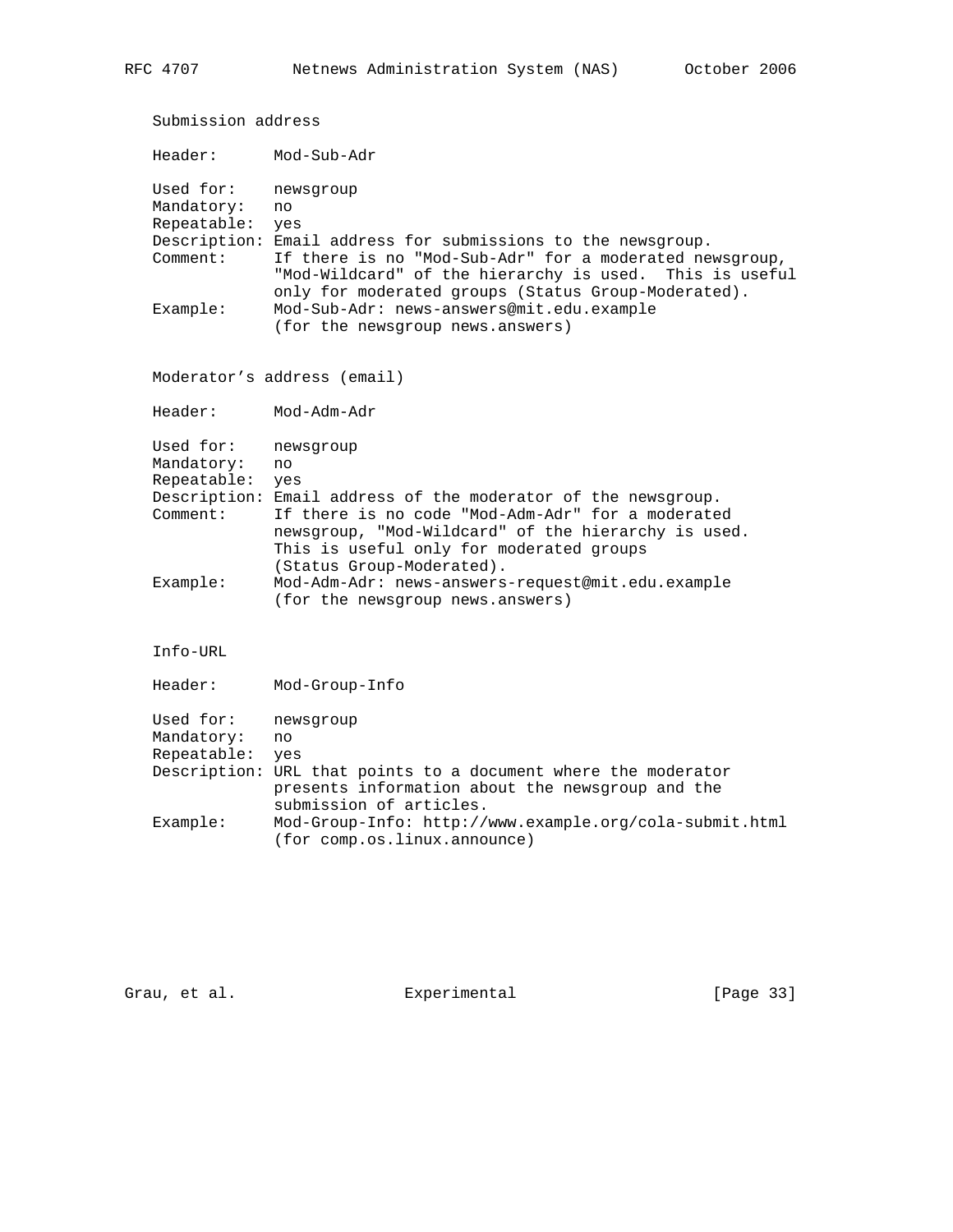Submission address

```
Header:       Mod-Sub-Adr

Used for:     newsgroup
Mandatory:    no
Repeatable:   yes
Description:  Email address for submissions to the newsgroup.
Comment:      If there is no "Mod-Sub-Adr" for a moderated newsgroup,
              "Mod-Wildcard" of the hierarchy is used.  This is useful
              only for moderated groups (Status Group-Moderated).
Example:      Mod-Sub-Adr: news-answers@mit.edu.example
              (for the newsgroup news.answers)
```

Moderator’s address (email)

```
Header:       Mod-Adm-Adr

Used for:     newsgroup
Mandatory:    no
Repeatable:   yes
Description:  Email address of the moderator of the newsgroup.
Comment:      If there is no code "Mod-Adm-Adr" for a moderated
              newsgroup, "Mod-Wildcard" of the hierarchy is used.
              This is useful only for moderated groups
              (Status Group-Moderated).
Example:      Mod-Adm-Adr: news-answers-request@mit.edu.example
              (for the newsgroup news.answers)
```

Info-URL

```
Header:       Mod-Group-Info

Used for:     newsgroup
Mandatory:    no
Repeatable:   yes
Description:  URL that points to a document where the moderator
              presents information about the newsgroup and the
              submission of articles.
Example:      Mod-Group-Info: http://www.example.org/cola-submit.html
              (for comp.os.linux.announce)
```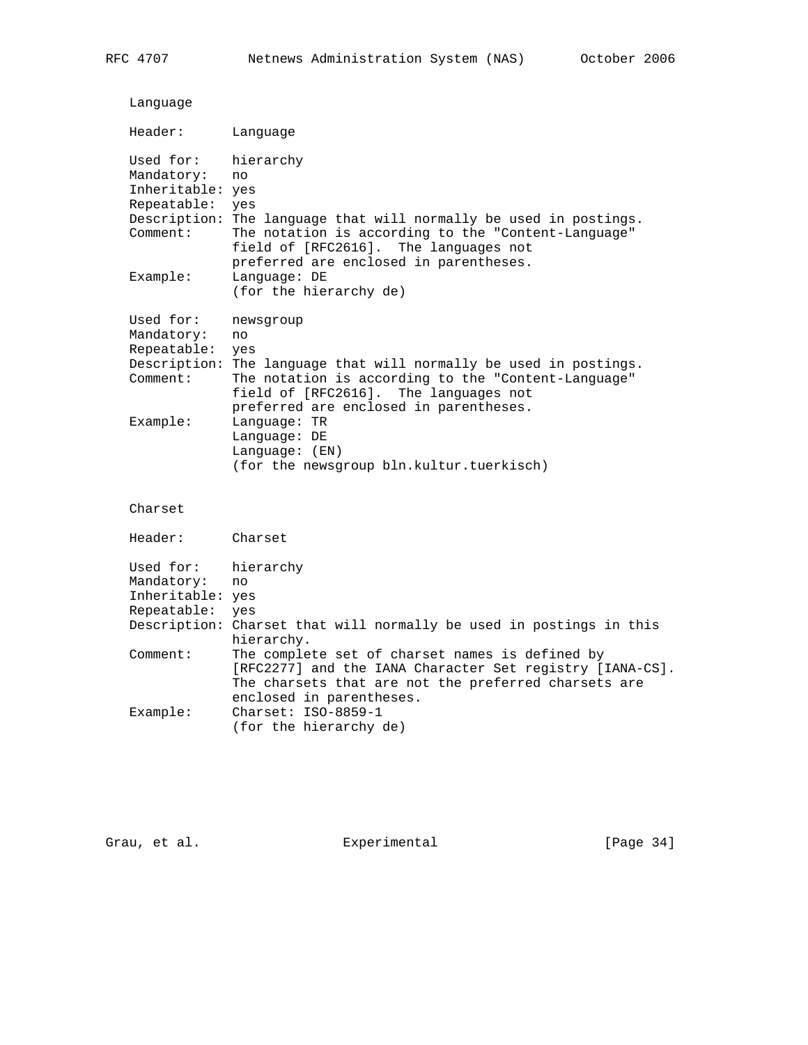Language

```
Header:       Language

Used for:     hierarchy
Mandatory:    no
Inheritable: yes
Repeatable:   yes
Description: The language that will normally be used in postings.
Comment:      The notation is according to the "Content-Language"
              field of [RFC2616].  The languages not
              preferred are enclosed in parentheses.
Example:      Language: DE
              (for the hierarchy de)

Used for:     newsgroup
Mandatory:    no
Repeatable:   yes
Description: The language that will normally be used in postings.
Comment:      The notation is according to the "Content-Language"
              field of [RFC2616].  The languages not
              preferred are enclosed in parentheses.
Example:      Language: TR
              Language: DE
              Language: (EN)
              (for the newsgroup bln.kultur.tuerkisch)
```

Charset

```
Header:       Charset

Used for:     hierarchy
Mandatory:    no
Inheritable: yes
Repeatable:   yes
Description: Charset that will normally be used in postings in this
              hierarchy.
Comment:      The complete set of charset names is defined by
              [RFC2277] and the IANA Character Set registry [IANA-CS].
              The charsets that are not the preferred charsets are
              enclosed in parentheses.
Example:      Charset: ISO-8859-1
              (for the hierarchy de)
```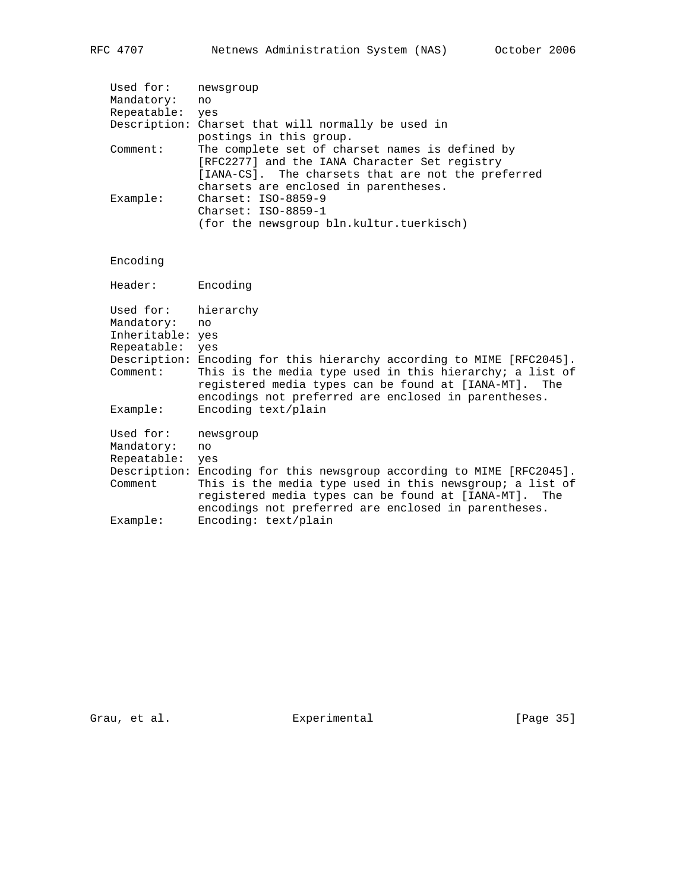```
   Used for:    newsgroup
   Mandatory:   no
   Repeatable:  yes
   Description: Charset that will normally be used in
                postings in this group.
   Comment:     The complete set of charset names is defined by
                [RFC2277] and the IANA Character Set registry
                [IANA-CS].  The charsets that are not the preferred
                charsets are enclosed in parentheses.
   Example:     Charset: ISO-8859-9
                Charset: ISO-8859-1
                (for the newsgroup bln.kultur.tuerkisch)


   Encoding

   Header:      Encoding

   Used for:    hierarchy
   Mandatory:   no
   Inheritable: yes
   Repeatable:  yes
   Description: Encoding for this hierarchy according to MIME [RFC2045].
   Comment:     This is the media type used in this hierarchy; a list of
                registered media types can be found at [IANA-MT].  The
                encodings not preferred are enclosed in parentheses.
   Example:     Encoding text/plain

   Used for:    newsgroup
   Mandatory:   no
   Repeatable:  yes
   Description: Encoding for this newsgroup according to MIME [RFC2045].
   Comment      This is the media type used in this newsgroup; a list of
                registered media types can be found at [IANA-MT].  The
                encodings not preferred are enclosed in parentheses.
   Example:     Encoding: text/plain
```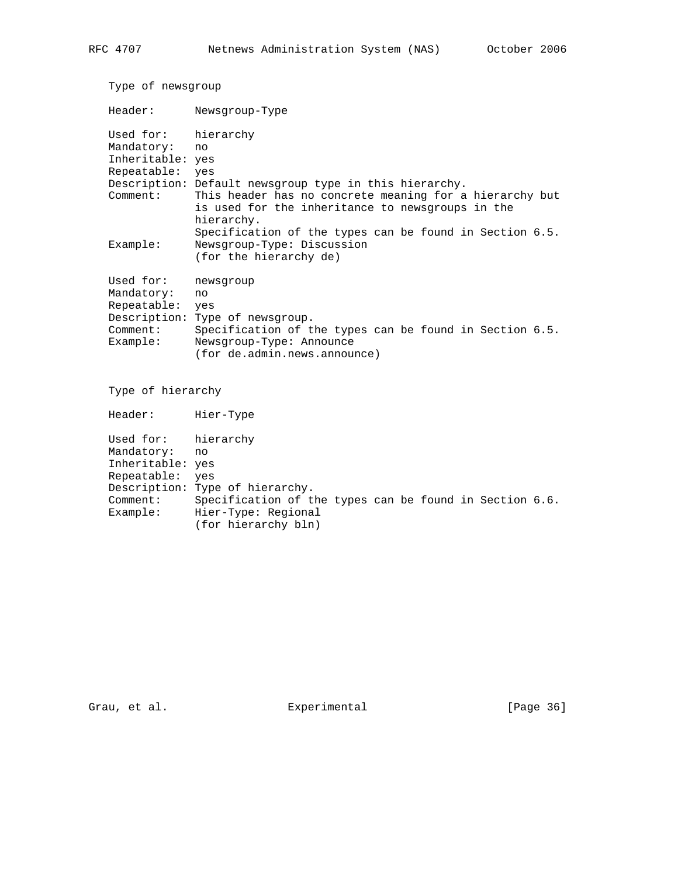Type of newsgroup

```
Header:       Newsgroup-Type

Used for:     hierarchy
Mandatory:    no
Inheritable: yes
Repeatable:  yes
Description: Default newsgroup type in this hierarchy.
Comment:      This header has no concrete meaning for a hierarchy but
              is used for the inheritance to newsgroups in the
              hierarchy.
              Specification of the types can be found in Section 6.5.
Example:      Newsgroup-Type: Discussion
              (for the hierarchy de)

Used for:     newsgroup
Mandatory:    no
Repeatable:  yes
Description: Type of newsgroup.
Comment:      Specification of the types can be found in Section 6.5.
Example:      Newsgroup-Type: Announce
              (for de.admin.news.announce)
```

Type of hierarchy

```
Header:       Hier-Type

Used for:     hierarchy
Mandatory:    no
Inheritable: yes
Repeatable:  yes
Description: Type of hierarchy.
Comment:      Specification of the types can be found in Section 6.6.
Example:      Hier-Type: Regional
              (for hierarchy bln)
```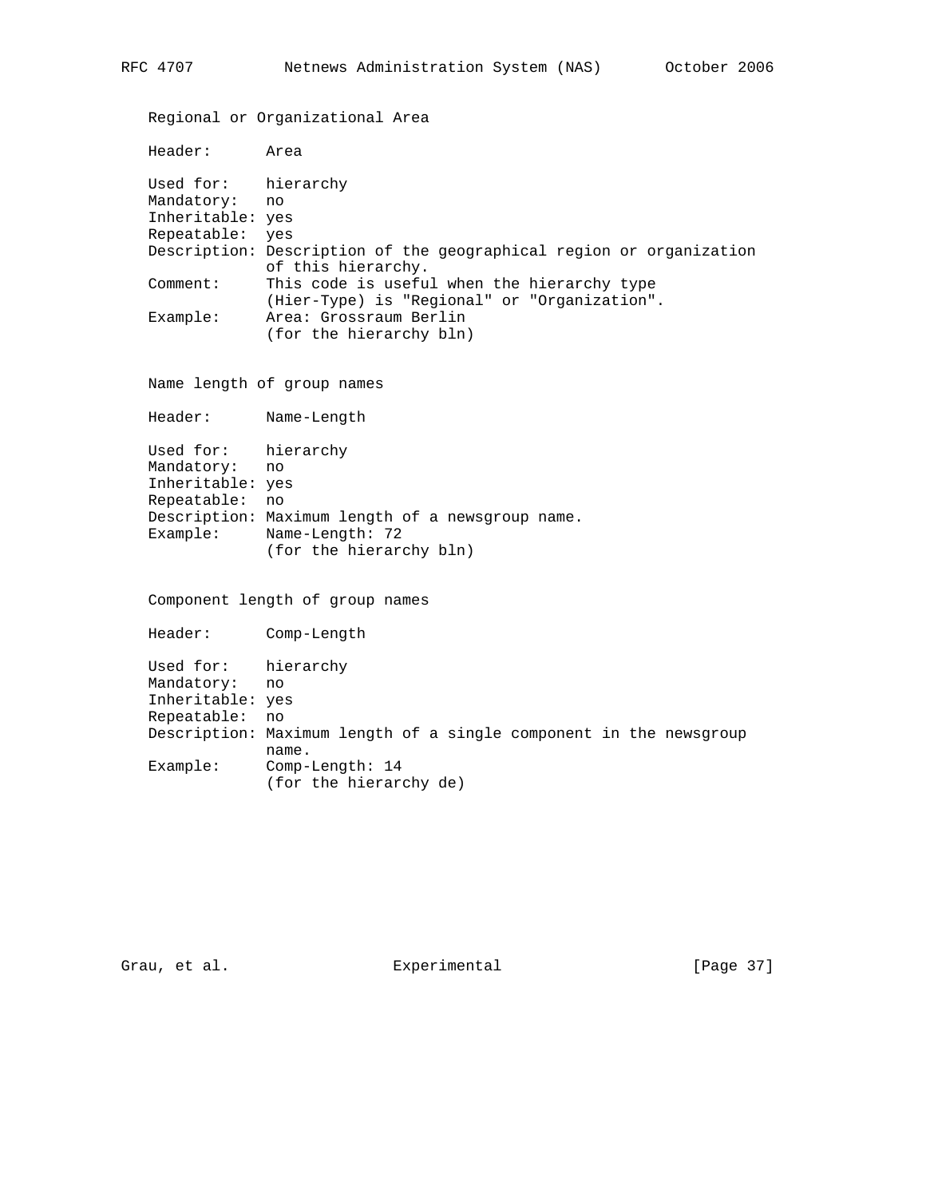Regional or Organizational Area

```
Header:       Area

Used for:     hierarchy
Mandatory:    no
Inheritable: yes
Repeatable:  yes
Description: Description of the geographical region or organization
             of this hierarchy.
Comment:     This code is useful when the hierarchy type
             (Hier-Type) is "Regional" or "Organization".
Example:     Area: Grossraum Berlin
             (for the hierarchy bln)
```

Name length of group names

```
Header:       Name-Length

Used for:     hierarchy
Mandatory:    no
Inheritable: yes
Repeatable:  no
Description: Maximum length of a newsgroup name.
Example:     Name-Length: 72
             (for the hierarchy bln)
```

Component length of group names

```
Header:       Comp-Length

Used for:     hierarchy
Mandatory:    no
Inheritable: yes
Repeatable:  no
Description: Maximum length of a single component in the newsgroup
             name.
Example:     Comp-Length: 14
             (for the hierarchy de)
```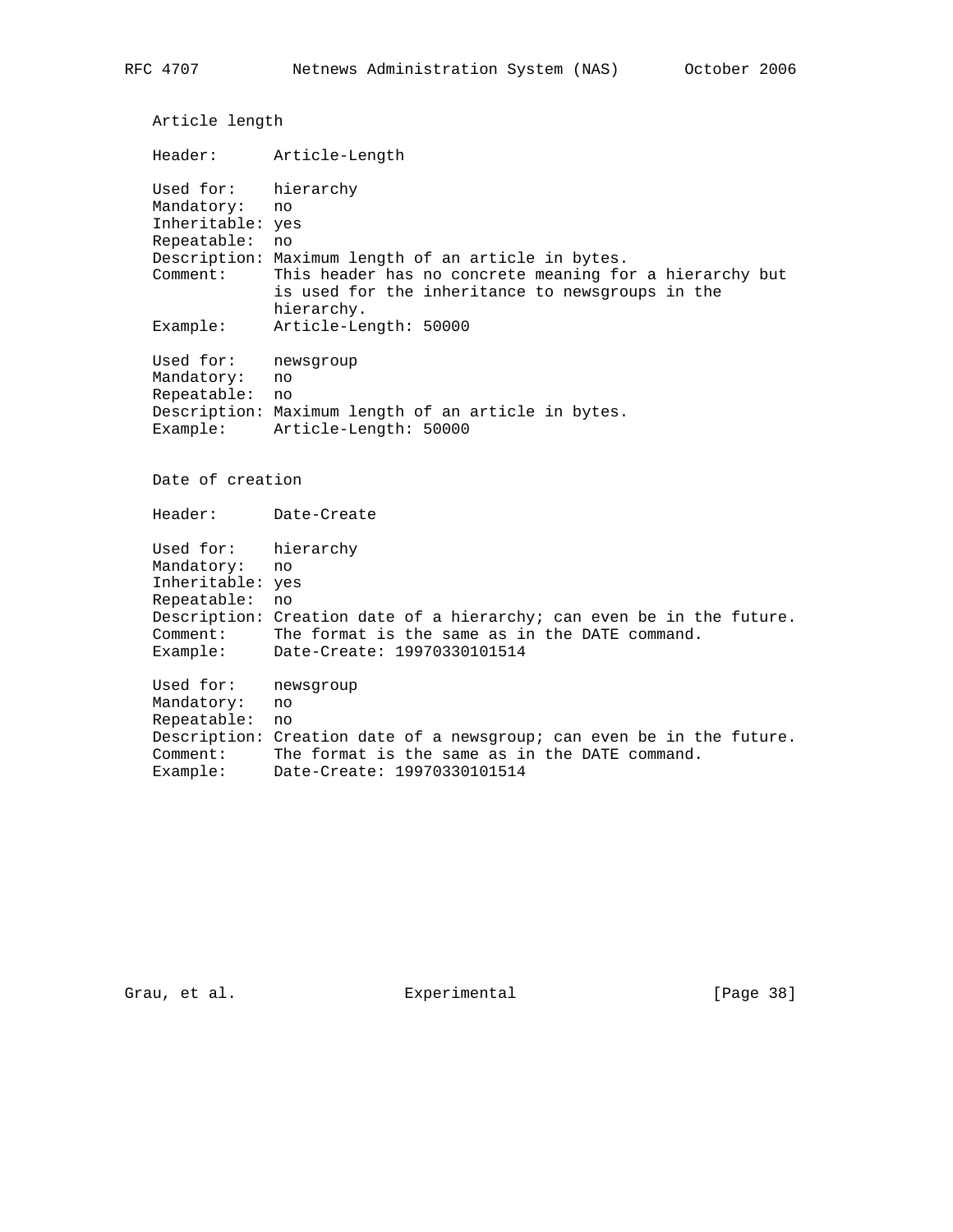Article length

```
Header:       Article-Length

Used for:     hierarchy
Mandatory:    no
Inheritable: yes
Repeatable:   no
Description: Maximum length of an article in bytes.
Comment:      This header has no concrete meaning for a hierarchy but
              is used for the inheritance to newsgroups in the
              hierarchy.
Example:      Article-Length: 50000

Used for:     newsgroup
Mandatory:    no
Repeatable:   no
Description: Maximum length of an article in bytes.
Example:      Article-Length: 50000
```

Date of creation

```
Header:       Date-Create

Used for:     hierarchy
Mandatory:    no
Inheritable: yes
Repeatable:   no
Description: Creation date of a hierarchy; can even be in the future.
Comment:      The format is the same as in the DATE command.
Example:      Date-Create: 19970330101514

Used for:     newsgroup
Mandatory:    no
Repeatable:   no
Description: Creation date of a newsgroup; can even be in the future.
Comment:      The format is the same as in the DATE command.
Example:      Date-Create: 19970330101514
```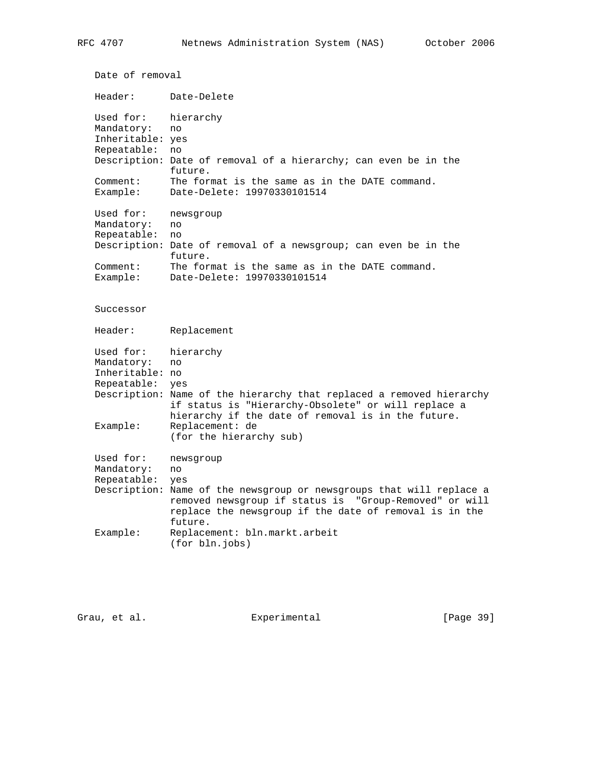Date of removal

```
Header:       Date-Delete

Used for:     hierarchy
Mandatory:    no
Inheritable: yes
Repeatable:   no
Description: Date of removal of a hierarchy; can even be in the
              future.
Comment:      The format is the same as in the DATE command.
Example:      Date-Delete: 19970330101514

Used for:     newsgroup
Mandatory:    no
Repeatable:   no
Description: Date of removal of a newsgroup; can even be in the
              future.
Comment:      The format is the same as in the DATE command.
Example:      Date-Delete: 19970330101514
```

Successor

```
Header:       Replacement

Used for:     hierarchy
Mandatory:    no
Inheritable: no
Repeatable:   yes
Description: Name of the hierarchy that replaced a removed hierarchy
              if status is "Hierarchy-Obsolete" or will replace a
              hierarchy if the date of removal is in the future.
Example:      Replacement: de
              (for the hierarchy sub)

Used for:     newsgroup
Mandatory:    no
Repeatable:   yes
Description: Name of the newsgroup or newsgroups that will replace a
              removed newsgroup if status is  "Group-Removed" or will
              replace the newsgroup if the date of removal is in the
              future.
Example:      Replacement: bln.markt.arbeit
              (for bln.jobs)
```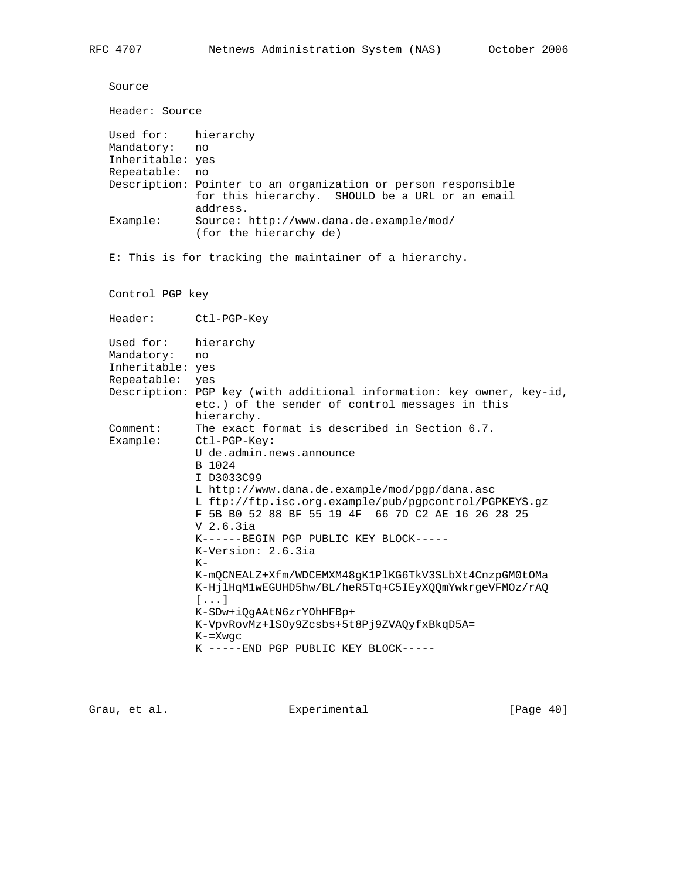Source

Header: Source

```
Used for:    hierarchy
Mandatory:   no
Inheritable: yes
Repeatable:  no
Description: Pointer to an organization or person responsible
             for this hierarchy.  SHOULD be a URL or an email
             address.
Example:     Source: http://www.dana.de.example/mod/
             (for the hierarchy de)
```

E: This is for tracking the maintainer of a hierarchy.

Control PGP key

Header: Ctl-PGP-Key

```
Used for:    hierarchy
Mandatory:   no
Inheritable: yes
Repeatable:  yes
Description: PGP key (with additional information: key owner, key-id,
             etc.) of the sender of control messages in this
             hierarchy.
Comment:     The exact format is described in Section 6.7.
Example:     Ctl-PGP-Key:
             U de.admin.news.announce
             B 1024
             I D3033C99
             L http://www.dana.de.example/mod/pgp/dana.asc
             L ftp://ftp.isc.org.example/pub/pgpcontrol/PGPKEYS.gz
             F 5B B0 52 88 BF 55 19 4F  66 7D C2 AE 16 26 28 25
             V 2.6.3ia
             K------BEGIN PGP PUBLIC KEY BLOCK-----
             K-Version: 2.6.3ia
             K-
             K-mQCNEALZ+Xfm/WDCEMXM48gK1PlKG6TkV3SLbXt4CnzpGM0tOMa
             K-HjlHqM1wEGUHD5hw/BL/heR5Tq+C5IEyXQQmYwkrgeVFMOz/rAQ
             [...]
             K-SDw+iQgAAtN6zrYOhHFBp+
             K-VpvRovMz+lSOy9Zcsbs+5t8Pj9ZVAQyfxBkqD5A=
             K-=Xwgc
             K -----END PGP PUBLIC KEY BLOCK-----
```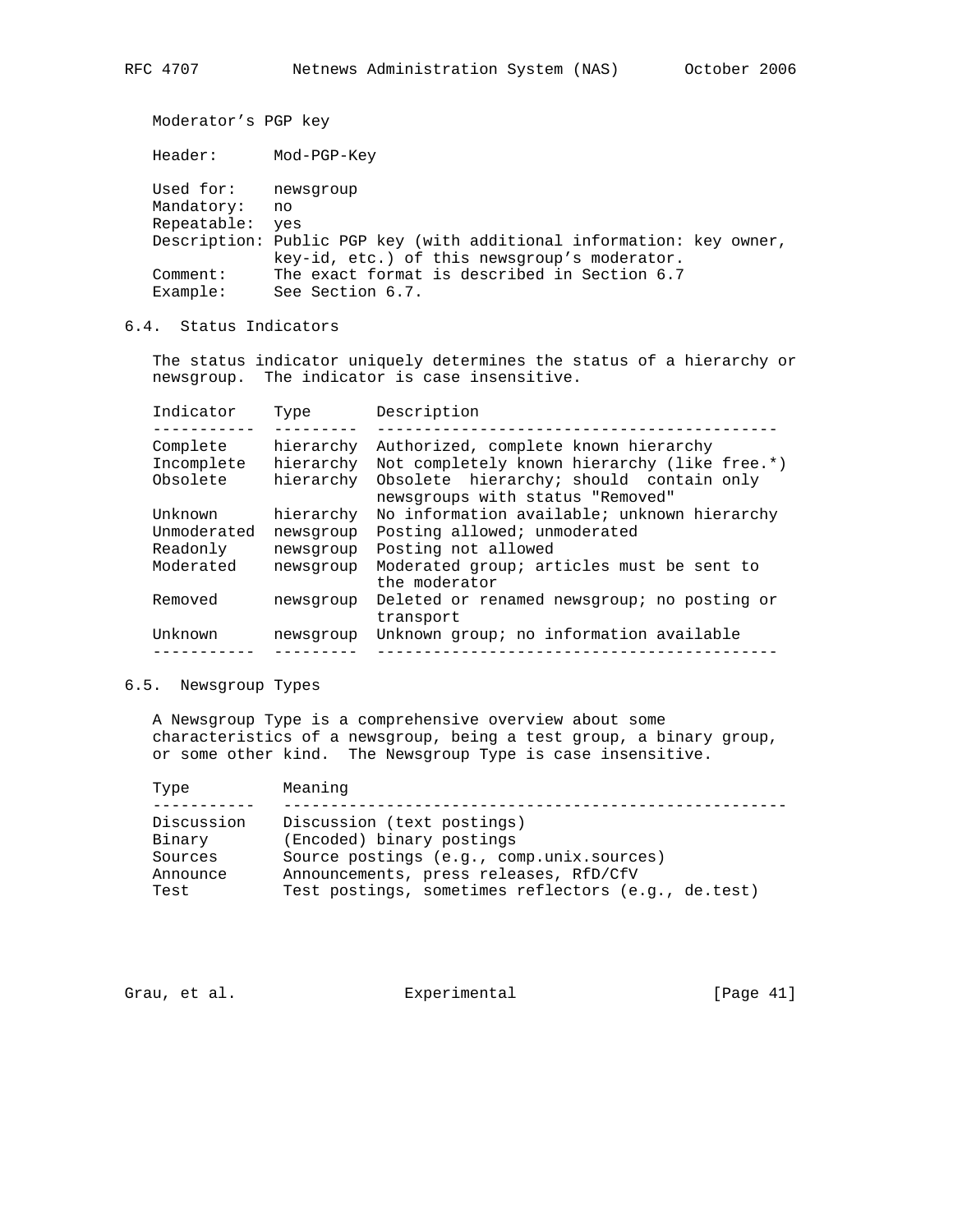Moderator’s PGP key

Header: Mod-PGP-Key

Used for: newsgroup
Mandatory: no
Repeatable: yes
Description: Public PGP key (with additional information: key owner, key-id, etc.) of this newsgroup’s moderator.
Comment: The exact format is described in Section 6.7
Example: See Section 6.7.

## 6.4. Status Indicators

The status indicator uniquely determines the status of a hierarchy or newsgroup. The indicator is case insensitive.

| Indicator | Type | Description |
| --- | --- | --- |
| Complete | hierarchy | Authorized, complete known hierarchy |
| Incomplete | hierarchy | Not completely known hierarchy (like free.*) |
| Obsolete | hierarchy | Obsolete hierarchy; should contain only newsgroups with status "Removed" |
| Unknown | hierarchy | No information available; unknown hierarchy |
| Unmoderated | newsgroup | Posting allowed; unmoderated |
| Readonly | newsgroup | Posting not allowed |
| Moderated | newsgroup | Moderated group; articles must be sent to the moderator |
| Removed | newsgroup | Deleted or renamed newsgroup; no posting or transport |
| Unknown | newsgroup | Unknown group; no information available |

## 6.5. Newsgroup Types

A Newsgroup Type is a comprehensive overview about some characteristics of a newsgroup, being a test group, a binary group, or some other kind. The Newsgroup Type is case insensitive.

| Type | Meaning |
| --- | --- |
| Discussion | Discussion (text postings) |
| Binary | (Encoded) binary postings |
| Sources | Source postings (e.g., comp.unix.sources) |
| Announce | Announcements, press releases, RfD/CfV |
| Test | Test postings, sometimes reflectors (e.g., de.test) |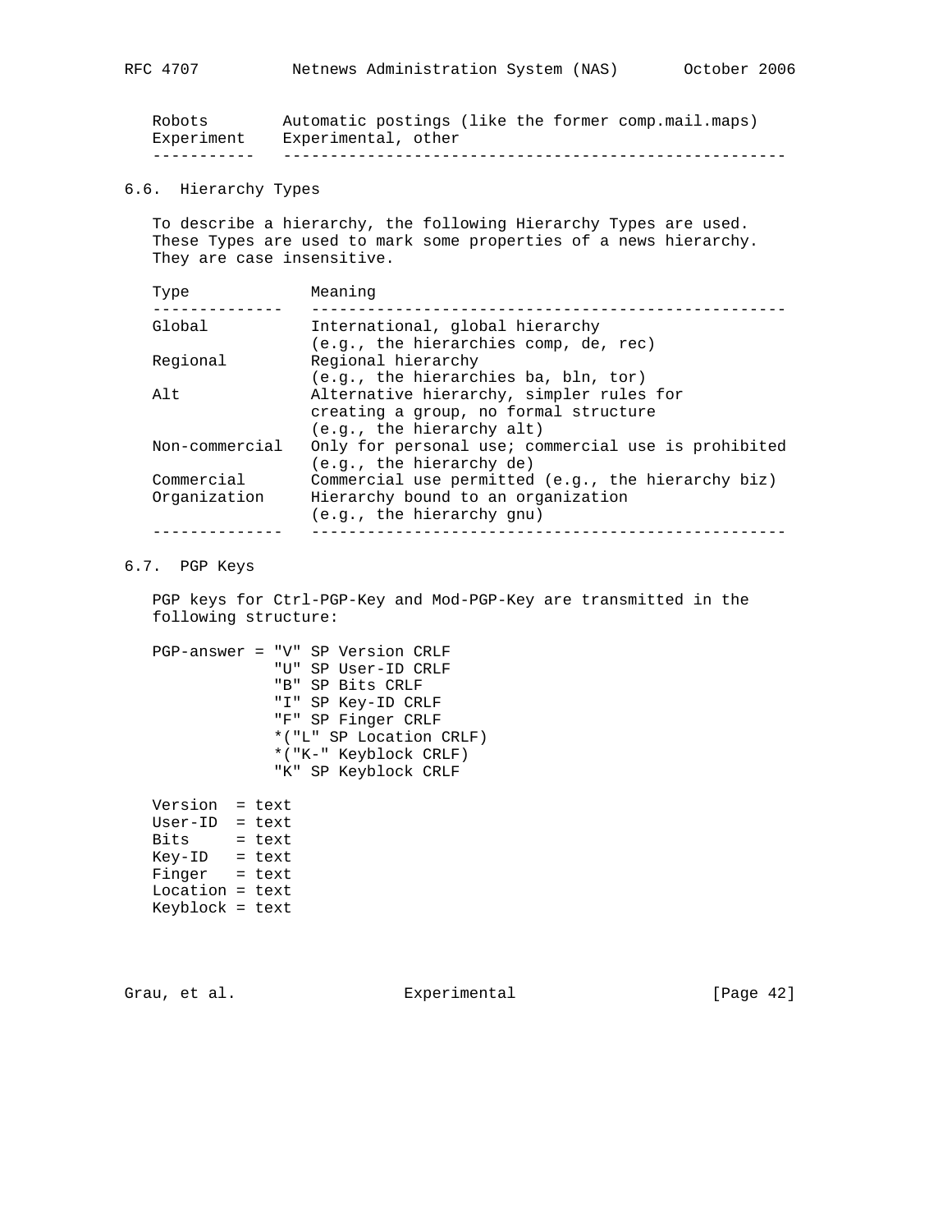| | |
|---|---|
| Robots | Automatic postings (like the former comp.mail.maps) |
| Experiment | Experimental, other |

### 6.6. Hierarchy Types

To describe a hierarchy, the following Hierarchy Types are used. These Types are used to mark some properties of a news hierarchy. They are case insensitive.

| Type | Meaning |
|---|---|
| Global | International, global hierarchy (e.g., the hierarchies comp, de, rec) |
| Regional | Regional hierarchy (e.g., the hierarchies ba, bln, tor) |
| Alt | Alternative hierarchy, simpler rules for creating a group, no formal structure (e.g., the hierarchy alt) |
| Non-commercial | Only for personal use; commercial use is prohibited (e.g., the hierarchy de) |
| Commercial | Commercial use permitted (e.g., the hierarchy biz) |
| Organization | Hierarchy bound to an organization (e.g., the hierarchy gnu) |

### 6.7. PGP Keys

PGP keys for Ctrl-PGP-Key and Mod-PGP-Key are transmitted in the following structure:

```
PGP-answer = "V" SP Version CRLF
             "U" SP User-ID CRLF
             "B" SP Bits CRLF
             "I" SP Key-ID CRLF
             "F" SP Finger CRLF
             *("L" SP Location CRLF)
             *("K-" Keyblock CRLF)
             "K" SP Keyblock CRLF

Version  = text
User-ID  = text
Bits     = text
Key-ID   = text
Finger   = text
Location = text
Keyblock = text
```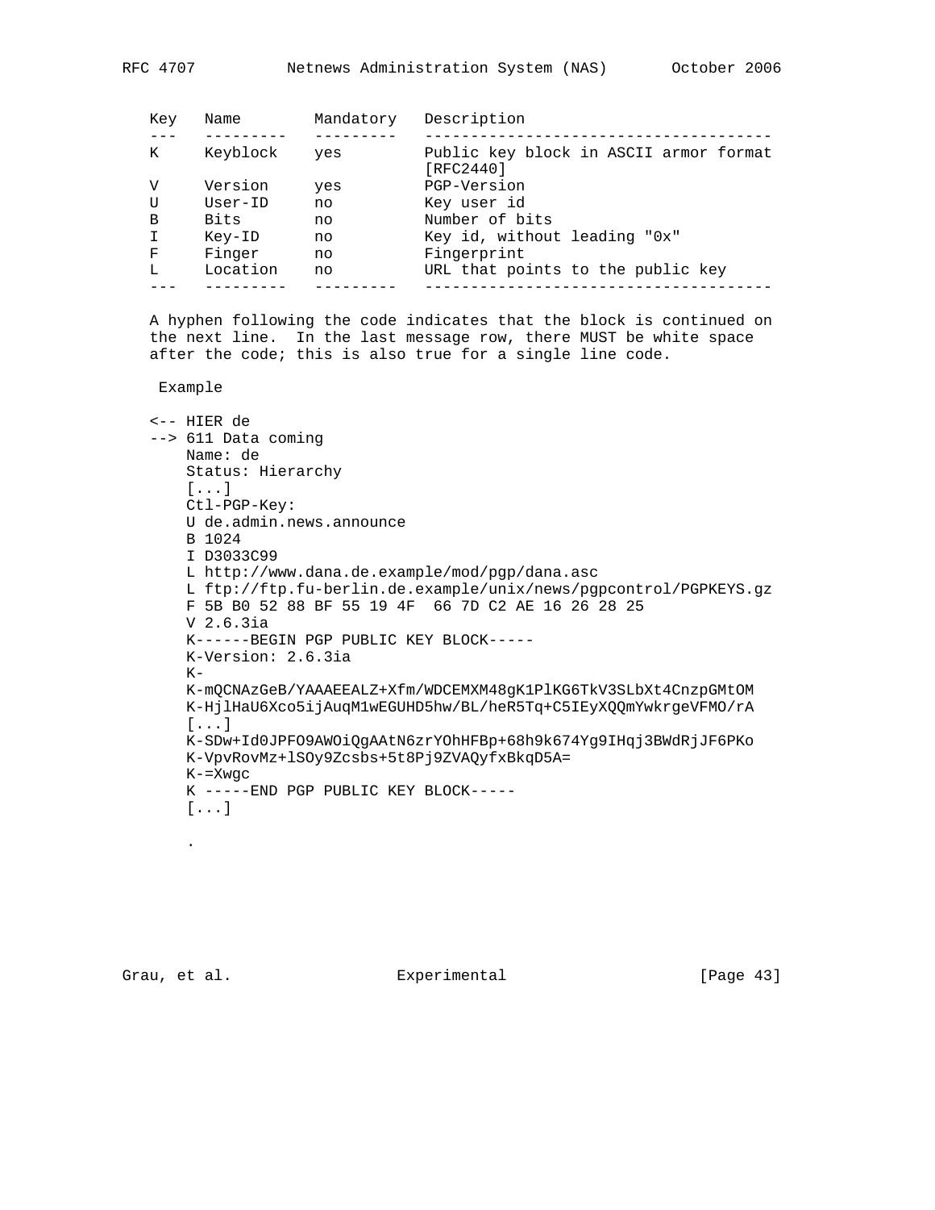| Key | Name | Mandatory | Description |
|---|---|---|---|
| K | Keyblock | yes | Public key block in ASCII armor format [RFC2440] |
| V | Version | yes | PGP-Version |
| U | User-ID | no | Key user id |
| B | Bits | no | Number of bits |
| I | Key-ID | no | Key id, without leading "0x" |
| F | Finger | no | Fingerprint |
| L | Location | no | URL that points to the public key |

A hyphen following the code indicates that the block is continued on the next line. In the last message row, there MUST be white space after the code; this is also true for a single line code.

Example

```
<-- HIER de
--> 611 Data coming
    Name: de
    Status: Hierarchy
    [...]
    Ctl-PGP-Key:
    U de.admin.news.announce
    B 1024
    I D3033C99
    L http://www.dana.de.example/mod/pgp/dana.asc
    L ftp://ftp.fu-berlin.de.example/unix/news/pgpcontrol/PGPKEYS.gz
    F 5B B0 52 88 BF 55 19 4F  66 7D C2 AE 16 26 28 25
    V 2.6.3ia
    K------BEGIN PGP PUBLIC KEY BLOCK-----
    K-Version: 2.6.3ia
    K-
    K-mQCNAzGeB/YAAAEEALZ+Xfm/WDCEMXM48gK1PlKG6TkV3SLbXt4CnzpGMtOM
    K-HjlHaU6Xco5ijAuqM1wEGUHD5hw/BL/heR5Tq+C5IEyXQQmYwkrgeVFMO/rA
    [...]
    K-SDw+Id0JPFO9AWOiQgAAtN6zrYOhHFBp+68h9k674Yg9IHqj3BWdRjJF6PKo
    K-VpvRovMz+lSOy9Zcsbs+5t8Pj9ZVAQyfxBkqD5A=
    K-=Xwgc
    K -----END PGP PUBLIC KEY BLOCK-----
    [...]

    .
```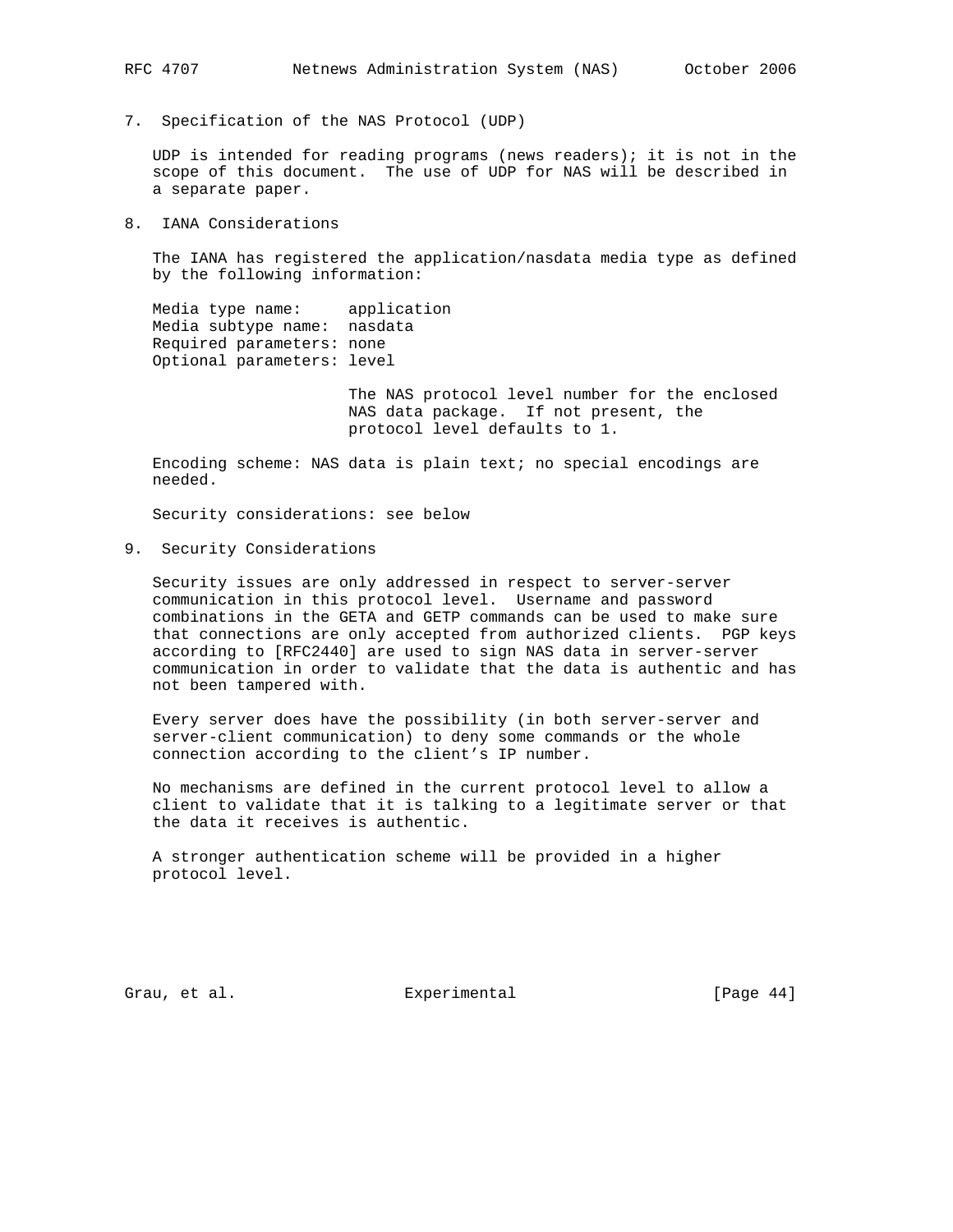## 7. Specification of the NAS Protocol (UDP)

UDP is intended for reading programs (news readers); it is not in the scope of this document. The use of UDP for NAS will be described in a separate paper.

## 8. IANA Considerations

The IANA has registered the application/nasdata media type as defined by the following information:

```
Media type name:     application
Media subtype name:  nasdata
Required parameters: none
Optional parameters: level

                     The NAS protocol level number for the enclosed
                     NAS data package.  If not present, the
                     protocol level defaults to 1.
```

Encoding scheme: NAS data is plain text; no special encodings are needed.

Security considerations: see below

## 9. Security Considerations

Security issues are only addressed in respect to server-server communication in this protocol level. Username and password combinations in the GETA and GETP commands can be used to make sure that connections are only accepted from authorized clients. PGP keys according to [RFC2440] are used to sign NAS data in server-server communication in order to validate that the data is authentic and has not been tampered with.

Every server does have the possibility (in both server-server and server-client communication) to deny some commands or the whole connection according to the client's IP number.

No mechanisms are defined in the current protocol level to allow a client to validate that it is talking to a legitimate server or that the data it receives is authentic.

A stronger authentication scheme will be provided in a higher protocol level.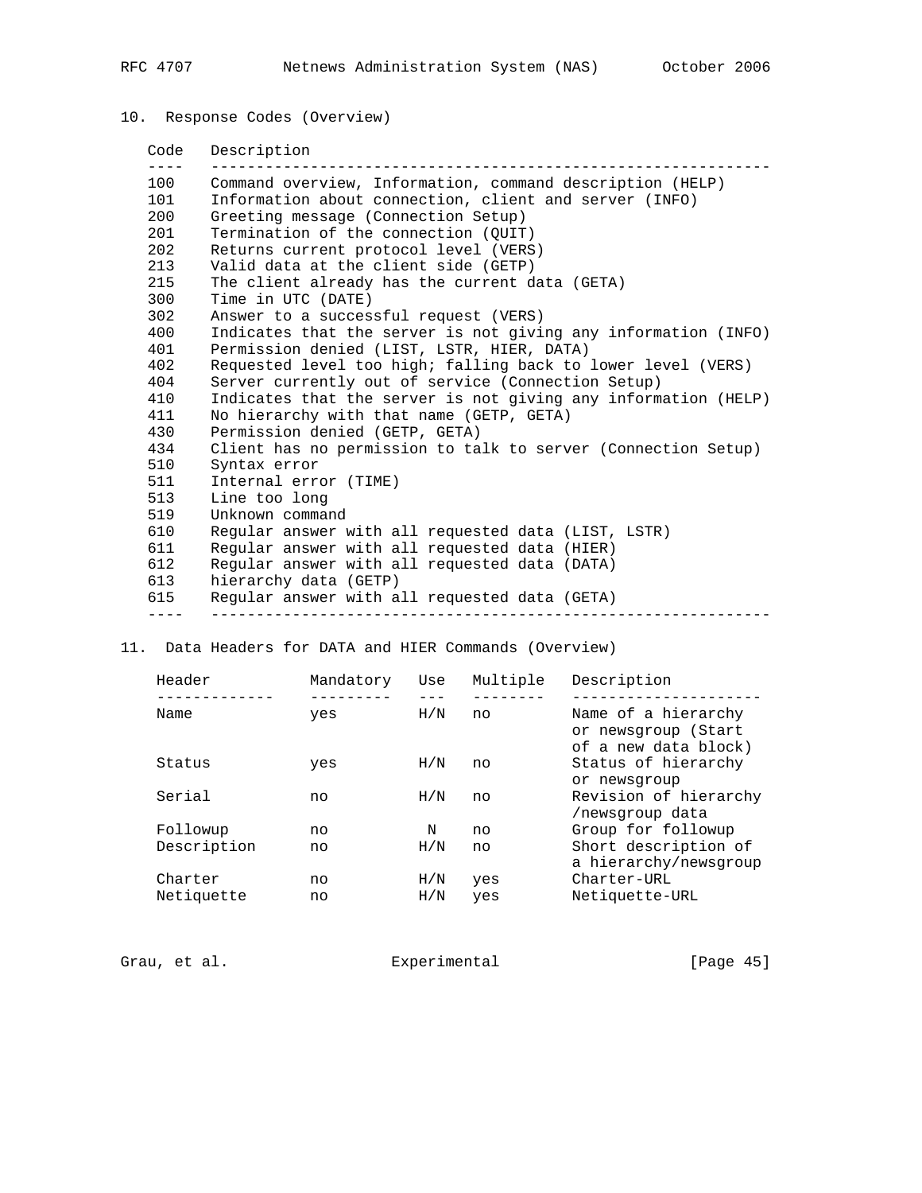## 10. Response Codes (Overview)

| Code | Description |
| --- | --- |
| 100 | Command overview, Information, command description (HELP) |
| 101 | Information about connection, client and server (INFO) |
| 200 | Greeting message (Connection Setup) |
| 201 | Termination of the connection (QUIT) |
| 202 | Returns current protocol level (VERS) |
| 213 | Valid data at the client side (GETP) |
| 215 | The client already has the current data (GETA) |
| 300 | Time in UTC (DATE) |
| 302 | Answer to a successful request (VERS) |
| 400 | Indicates that the server is not giving any information (INFO) |
| 401 | Permission denied (LIST, LSTR, HIER, DATA) |
| 402 | Requested level too high; falling back to lower level (VERS) |
| 404 | Server currently out of service (Connection Setup) |
| 410 | Indicates that the server is not giving any information (HELP) |
| 411 | No hierarchy with that name (GETP, GETA) |
| 430 | Permission denied (GETP, GETA) |
| 434 | Client has no permission to talk to server (Connection Setup) |
| 510 | Syntax error |
| 511 | Internal error (TIME) |
| 513 | Line too long |
| 519 | Unknown command |
| 610 | Regular answer with all requested data (LIST, LSTR) |
| 611 | Regular answer with all requested data (HIER) |
| 612 | Regular answer with all requested data (DATA) |
| 613 | hierarchy data (GETP) |
| 615 | Regular answer with all requested data (GETA) |

## 11. Data Headers for DATA and HIER Commands (Overview)

| Header | Mandatory | Use | Multiple | Description |
| --- | --- | --- | --- | --- |
| Name | yes | H/N | no | Name of a hierarchy or newsgroup (Start of a new data block) |
| Status | yes | H/N | no | Status of hierarchy or newsgroup |
| Serial | no | H/N | no | Revision of hierarchy /newsgroup data |
| Followup | no | N | no | Group for followup |
| Description | no | H/N | no | Short description of a hierarchy/newsgroup |
| Charter | no | H/N | yes | Charter-URL |
| Netiquette | no | H/N | yes | Netiquette-URL |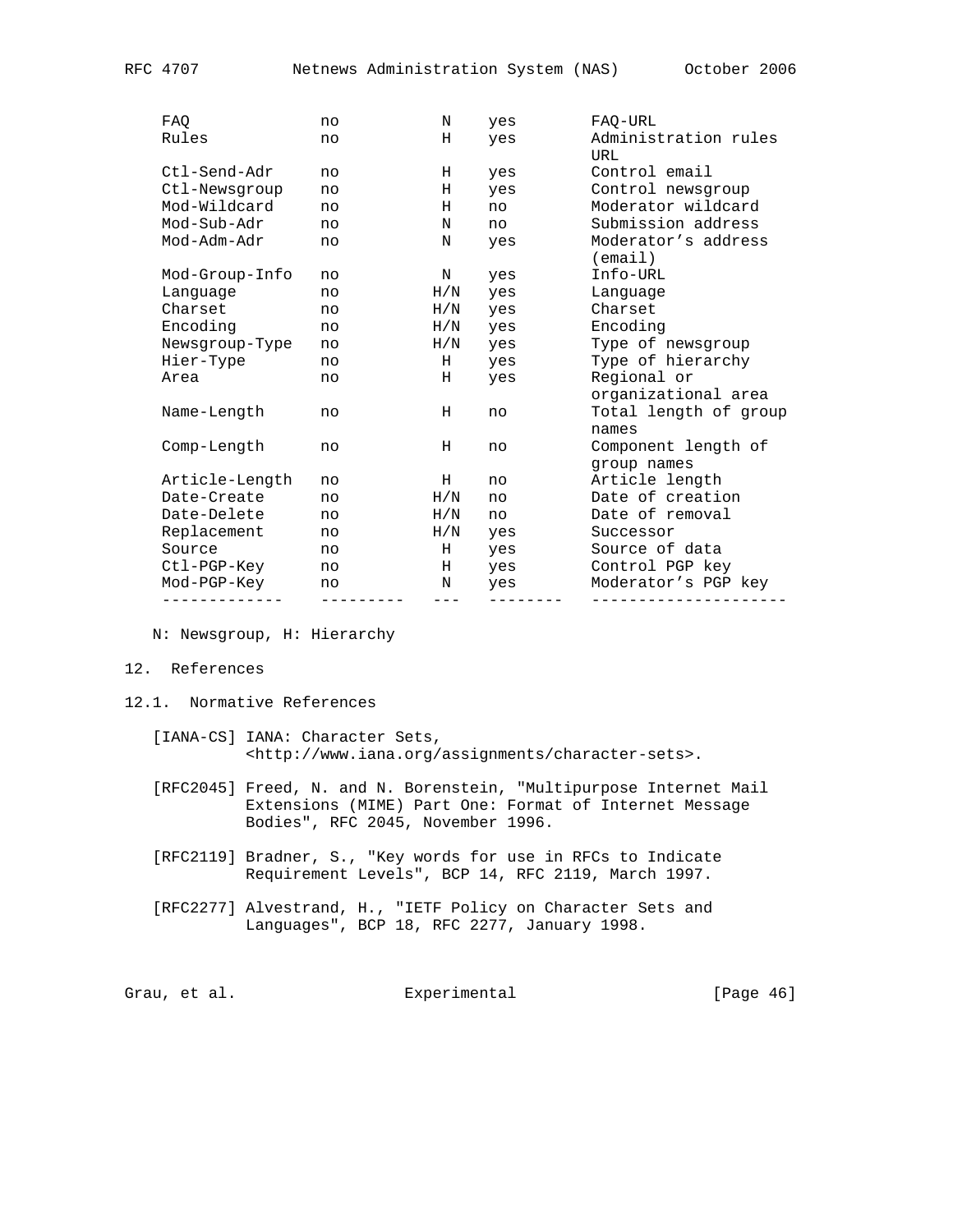| | | | | |
|---|---|---|---|---|
| FAQ | no | N | yes | FAQ-URL |
| Rules | no | H | yes | Administration rules URL |
| Ctl-Send-Adr | no | H | yes | Control email |
| Ctl-Newsgroup | no | H | yes | Control newsgroup |
| Mod-Wildcard | no | H | no | Moderator wildcard |
| Mod-Sub-Adr | no | N | no | Submission address |
| Mod-Adm-Adr | no | N | yes | Moderator's address (email) |
| Mod-Group-Info | no | N | yes | Info-URL |
| Language | no | H/N | yes | Language |
| Charset | no | H/N | yes | Charset |
| Encoding | no | H/N | yes | Encoding |
| Newsgroup-Type | no | H/N | yes | Type of newsgroup |
| Hier-Type | no | H | yes | Type of hierarchy |
| Area | no | H | yes | Regional or organizational area |
| Name-Length | no | H | no | Total length of group names |
| Comp-Length | no | H | no | Component length of group names |
| Article-Length | no | H | no | Article length |
| Date-Create | no | H/N | no | Date of creation |
| Date-Delete | no | H/N | no | Date of removal |
| Replacement | no | H/N | yes | Successor |
| Source | no | H | yes | Source of data |
| Ctl-PGP-Key | no | H | yes | Control PGP key |
| Mod-PGP-Key | no | N | yes | Moderator's PGP key |

N: Newsgroup, H: Hierarchy

## 12. References

### 12.1. Normative References

[IANA-CS] IANA: Character Sets, <http://www.iana.org/assignments/character-sets>.

[RFC2045] Freed, N. and N. Borenstein, "Multipurpose Internet Mail Extensions (MIME) Part One: Format of Internet Message Bodies", RFC 2045, November 1996.

[RFC2119] Bradner, S., "Key words for use in RFCs to Indicate Requirement Levels", BCP 14, RFC 2119, March 1997.

[RFC2277] Alvestrand, H., "IETF Policy on Character Sets and Languages", BCP 18, RFC 2277, January 1998.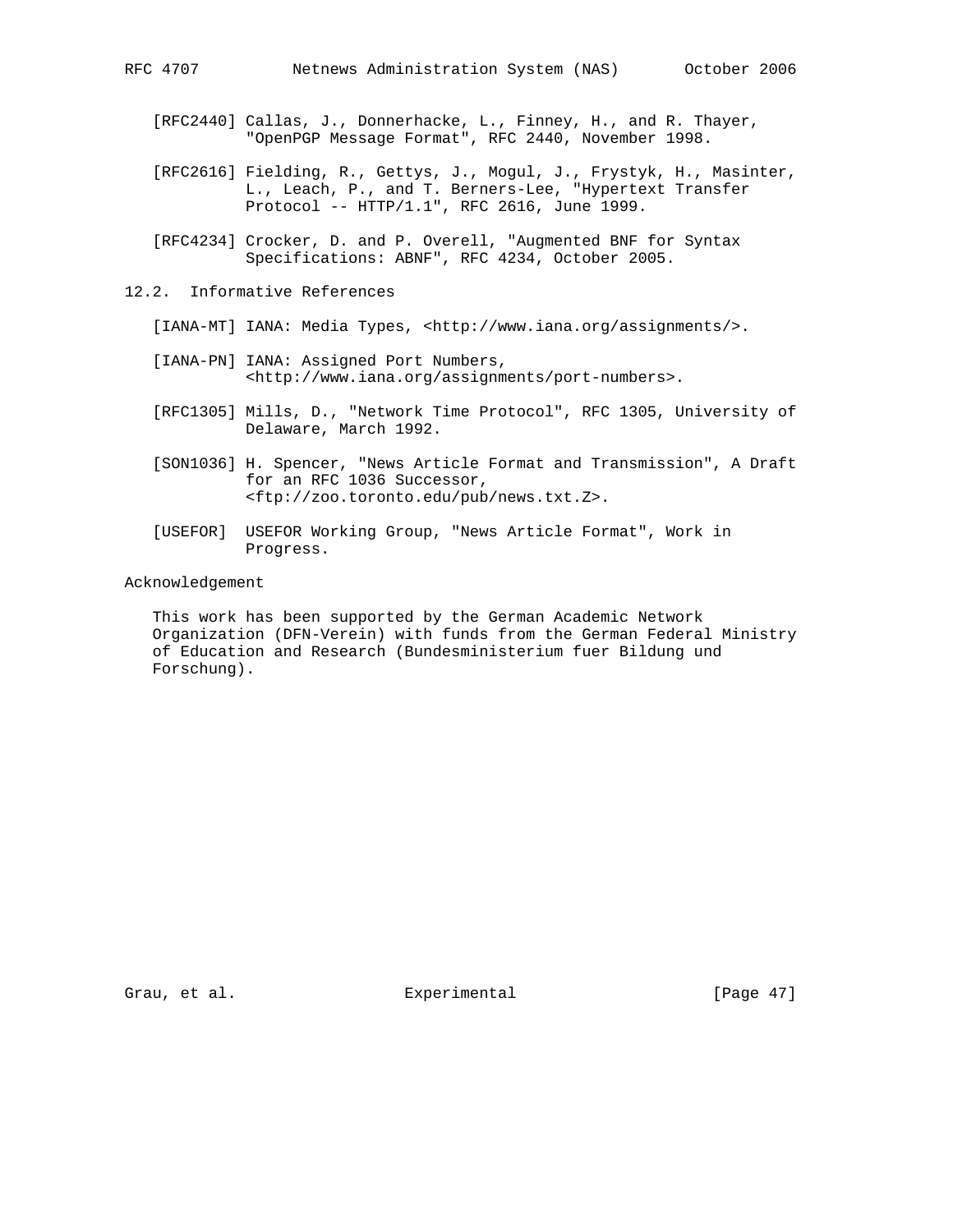[RFC2440] Callas, J., Donnerhacke, L., Finney, H., and R. Thayer, "OpenPGP Message Format", RFC 2440, November 1998.

[RFC2616] Fielding, R., Gettys, J., Mogul, J., Frystyk, H., Masinter, L., Leach, P., and T. Berners-Lee, "Hypertext Transfer Protocol -- HTTP/1.1", RFC 2616, June 1999.

[RFC4234] Crocker, D. and P. Overell, "Augmented BNF for Syntax Specifications: ABNF", RFC 4234, October 2005.

### 12.2. Informative References

[IANA-MT] IANA: Media Types, <http://www.iana.org/assignments/>.

[IANA-PN] IANA: Assigned Port Numbers, <http://www.iana.org/assignments/port-numbers>.

[RFC1305] Mills, D., "Network Time Protocol", RFC 1305, University of Delaware, March 1992.

[SON1036] H. Spencer, "News Article Format and Transmission", A Draft for an RFC 1036 Successor, <ftp://zoo.toronto.edu/pub/news.txt.Z>.

[USEFOR] USEFOR Working Group, "News Article Format", Work in Progress.

## Acknowledgement

This work has been supported by the German Academic Network Organization (DFN-Verein) with funds from the German Federal Ministry of Education and Research (Bundesministerium fuer Bildung und Forschung).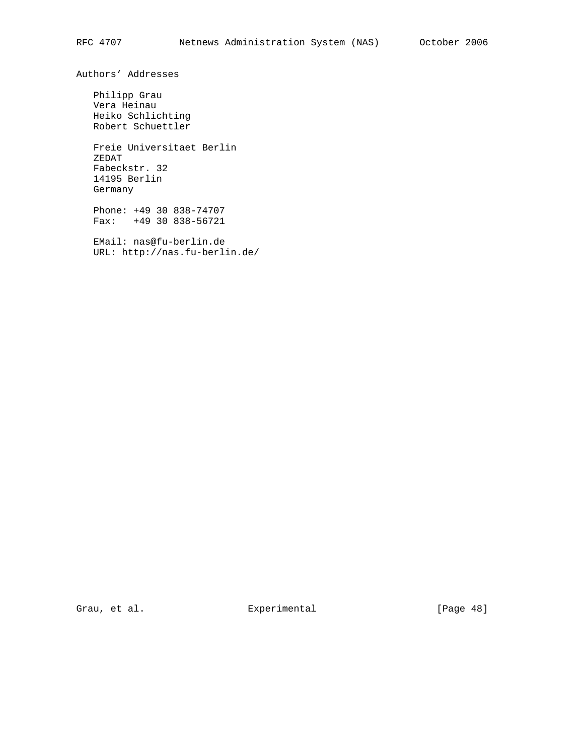## Authors' Addresses

Philipp Grau
Vera Heinau
Heiko Schlichting
Robert Schuettler

Freie Universitaet Berlin
ZEDAT
Fabeckstr. 32
14195 Berlin
Germany

Phone: +49 30 838-74707
Fax: +49 30 838-56721

EMail: nas@fu-berlin.de
URL: http://nas.fu-berlin.de/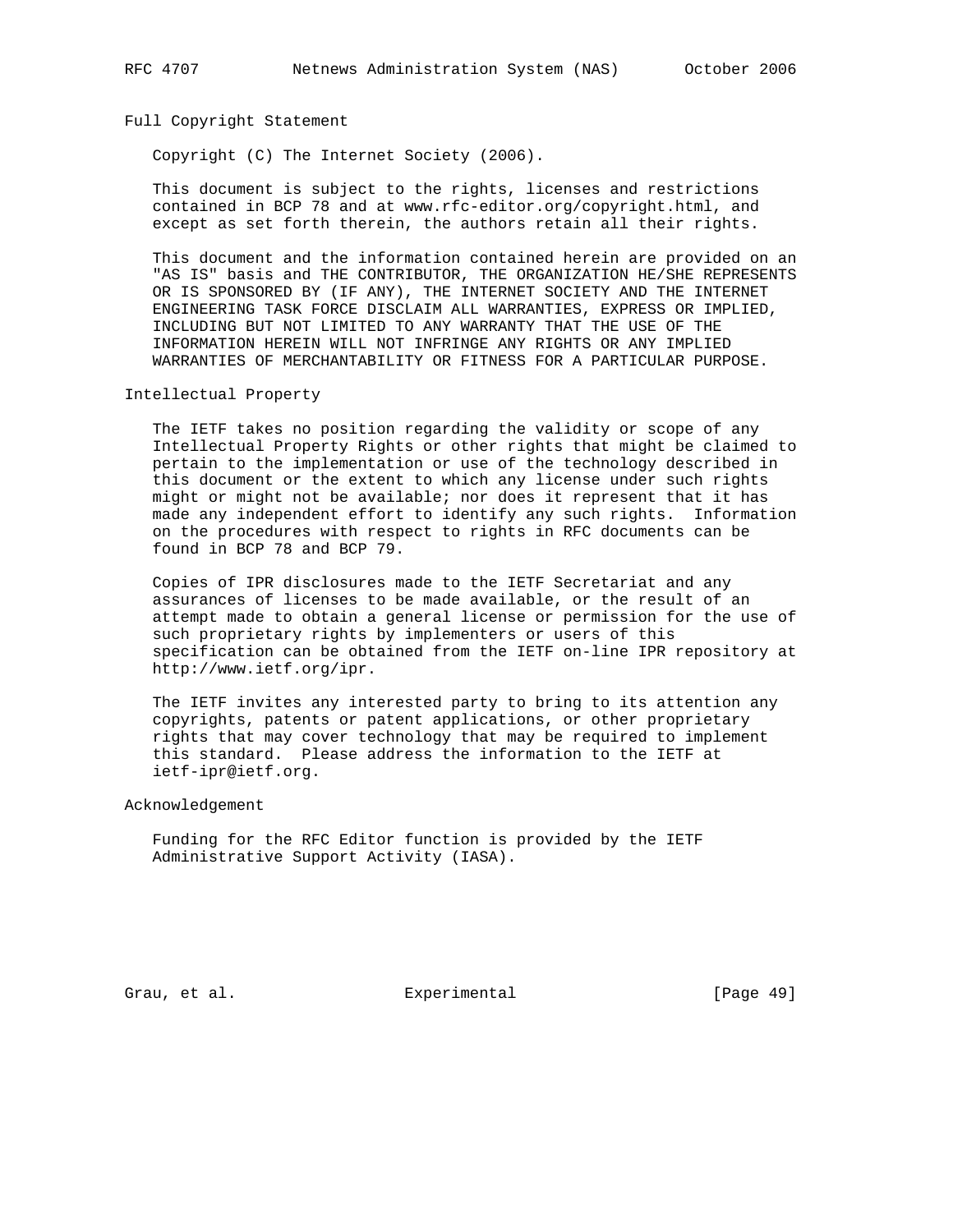## Full Copyright Statement

Copyright (C) The Internet Society (2006).

This document is subject to the rights, licenses and restrictions contained in BCP 78 and at www.rfc-editor.org/copyright.html, and except as set forth therein, the authors retain all their rights.

This document and the information contained herein are provided on an "AS IS" basis and THE CONTRIBUTOR, THE ORGANIZATION HE/SHE REPRESENTS OR IS SPONSORED BY (IF ANY), THE INTERNET SOCIETY AND THE INTERNET ENGINEERING TASK FORCE DISCLAIM ALL WARRANTIES, EXPRESS OR IMPLIED, INCLUDING BUT NOT LIMITED TO ANY WARRANTY THAT THE USE OF THE INFORMATION HEREIN WILL NOT INFRINGE ANY RIGHTS OR ANY IMPLIED WARRANTIES OF MERCHANTABILITY OR FITNESS FOR A PARTICULAR PURPOSE.

## Intellectual Property

The IETF takes no position regarding the validity or scope of any Intellectual Property Rights or other rights that might be claimed to pertain to the implementation or use of the technology described in this document or the extent to which any license under such rights might or might not be available; nor does it represent that it has made any independent effort to identify any such rights. Information on the procedures with respect to rights in RFC documents can be found in BCP 78 and BCP 79.

Copies of IPR disclosures made to the IETF Secretariat and any assurances of licenses to be made available, or the result of an attempt made to obtain a general license or permission for the use of such proprietary rights by implementers or users of this specification can be obtained from the IETF on-line IPR repository at http://www.ietf.org/ipr.

The IETF invites any interested party to bring to its attention any copyrights, patents or patent applications, or other proprietary rights that may cover technology that may be required to implement this standard. Please address the information to the IETF at ietf-ipr@ietf.org.

## Acknowledgement

Funding for the RFC Editor function is provided by the IETF Administrative Support Activity (IASA).